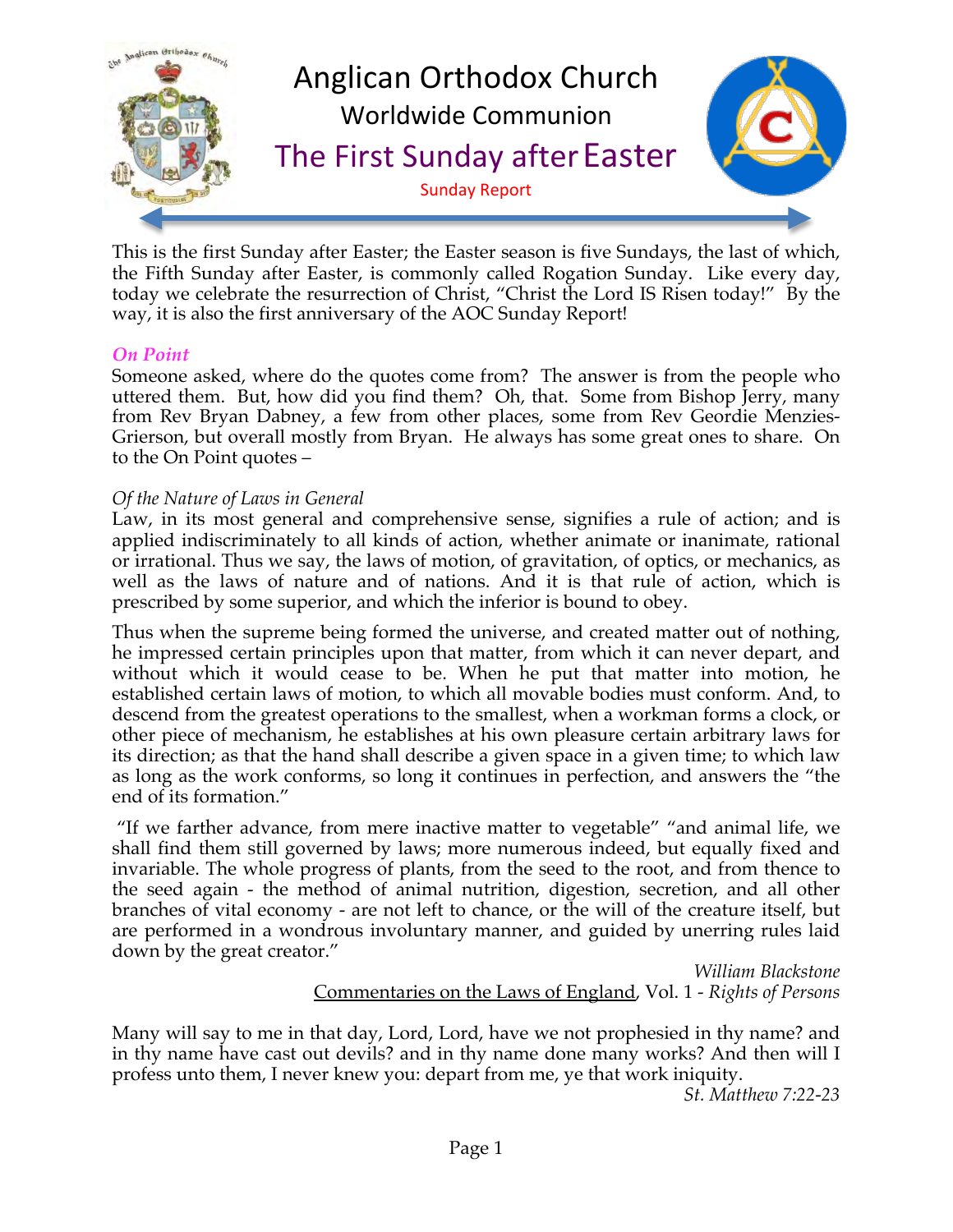# Anglican Orthodox Church

## Worldwide Communion

## The First Sunday after Easter

Sunday Report

This is the first Sunday after Easter; the Easter season is five Sundays, the last of which, the Fifth Sunday after Easter, is commonly called Rogation Sunday. Like every day, today we celebrate the resurrection of Christ, "Christ the Lord IS Risen today!" By the way, it is also the first anniversary of the AOC Sunday Report!

### *On Point*

Someone asked, where do the quotes come from? The answer is from the people who uttered them. But, how did you find them? Oh, that. Some from Bishop Jerry, many from Rev Bryan Dabney, a few from other places, some from Rev Geordie Menzies-Grierson, but overall mostly from Bryan. He always has some great ones to share. On to the On Point quotes –

*Of the Nature of Laws in General*

Law, in its most general and comprehensive sense, signifies a rule of action; and is applied indiscriminately to all kinds of action, whether animate or inanimate, rational or irrational. Thus we say, the laws of motion, of gravitation, of optics, or mechanics, as well as the laws of nature and of nations. And it is that rule of action, which is prescribed by some superior, and which the inferior is bound to obey.

Thus when the supreme being formed the universe, and created matter out of nothing, he impressed certain principles upon that matter, from which it can never depart, and without which it would cease to be. When he put that matter into motion, he established certain laws of motion, to which all movable bodies must conform. And, to descend from the greatest operations to the smallest, when a workman forms a clock, or other piece of mechanism, he establishes at his own pleasure certain arbitrary laws for its direction; as that the hand shall describe a given space in a given time; to which law as long as the work conforms, so long it continues in perfection, and answers the "the end of its formation."

"If we farther advance, from mere inactive matter to vegetable" "and animal life, we shall find them still governed by laws; more numerous indeed, but equally fixed and invariable. The whole progress of plants, from the seed to the root, and from thence to the seed again - the method of animal nutrition, digestion, secretion, and all other branches of vital economy - are not left to chance, or the will of the creature itself, but are performed in a wondrous involuntary manner, and guided by unerring rules laid down by the great creator."

*William Blackstone*
Commentaries on the Laws of England, Vol. 1 - *Rights of Persons*

Many will say to me in that day, Lord, Lord, have we not prophesied in thy name? and in thy name have cast out devils? and in thy name done many works? And then will I profess unto them, I never knew you: depart from me, ye that work iniquity.

*St. Matthew 7:22-23*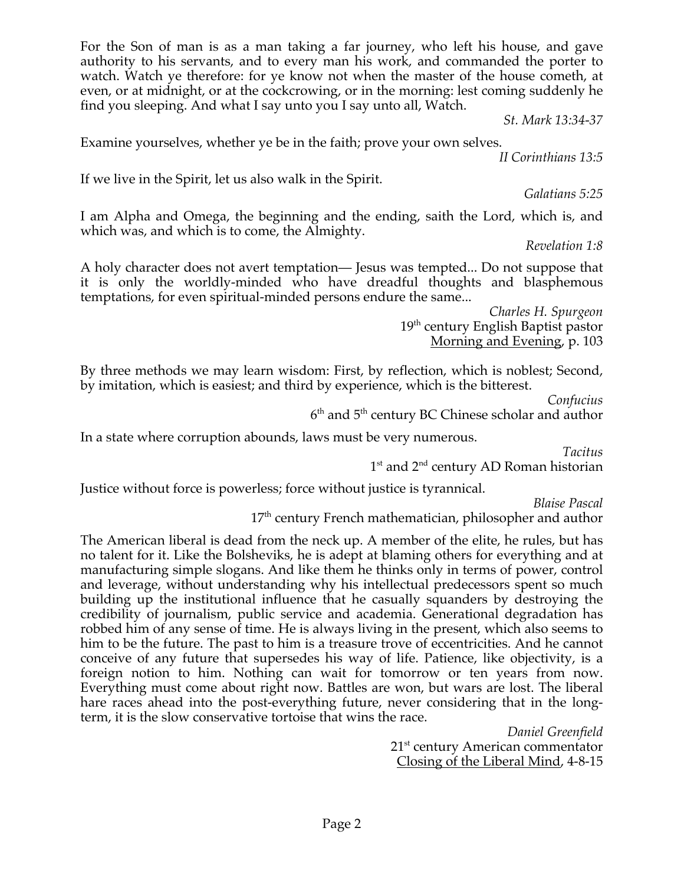For the Son of man is as a man taking a far journey, who left his house, and gave authority to his servants, and to every man his work, and commanded the porter to watch. Watch ye therefore: for ye know not when the master of the house cometh, at even, or at midnight, or at the cockcrowing, or in the morning: lest coming suddenly he find you sleeping. And what I say unto you I say unto all, Watch.

*St. Mark 13:34-37*

Examine yourselves, whether ye be in the faith; prove your own selves.

*II Corinthians 13:5*

If we live in the Spirit, let us also walk in the Spirit.

*Galatians 5:25*

I am Alpha and Omega, the beginning and the ending, saith the Lord, which is, and which was, and which is to come, the Almighty.

*Revelation 1:8*

A holy character does not avert temptation— Jesus was tempted... Do not suppose that it is only the worldly-minded who have dreadful thoughts and blasphemous temptations, for even spiritual-minded persons endure the same...

*Charles H. Spurgeon*
19th century English Baptist pastor
Morning and Evening, p. 103

By three methods we may learn wisdom: First, by reflection, which is noblest; Second, by imitation, which is easiest; and third by experience, which is the bitterest.

*Confucius*
6th and 5th century BC Chinese scholar and author

In a state where corruption abounds, laws must be very numerous.

*Tacitus*
1st and 2nd century AD Roman historian

Justice without force is powerless; force without justice is tyrannical.

*Blaise Pascal*
17th century French mathematician, philosopher and author

The American liberal is dead from the neck up. A member of the elite, he rules, but has no talent for it. Like the Bolsheviks, he is adept at blaming others for everything and at manufacturing simple slogans. And like them he thinks only in terms of power, control and leverage, without understanding why his intellectual predecessors spent so much building up the institutional influence that he casually squanders by destroying the credibility of journalism, public service and academia. Generational degradation has robbed him of any sense of time. He is always living in the present, which also seems to him to be the future. The past to him is a treasure trove of eccentricities. And he cannot conceive of any future that supersedes his way of life. Patience, like objectivity, is a foreign notion to him. Nothing can wait for tomorrow or ten years from now. Everything must come about right now. Battles are won, but wars are lost. The liberal hare races ahead into the post-everything future, never considering that in the long-term, it is the slow conservative tortoise that wins the race.

*Daniel Greenfield*
21st century American commentator
Closing of the Liberal Mind, 4-8-15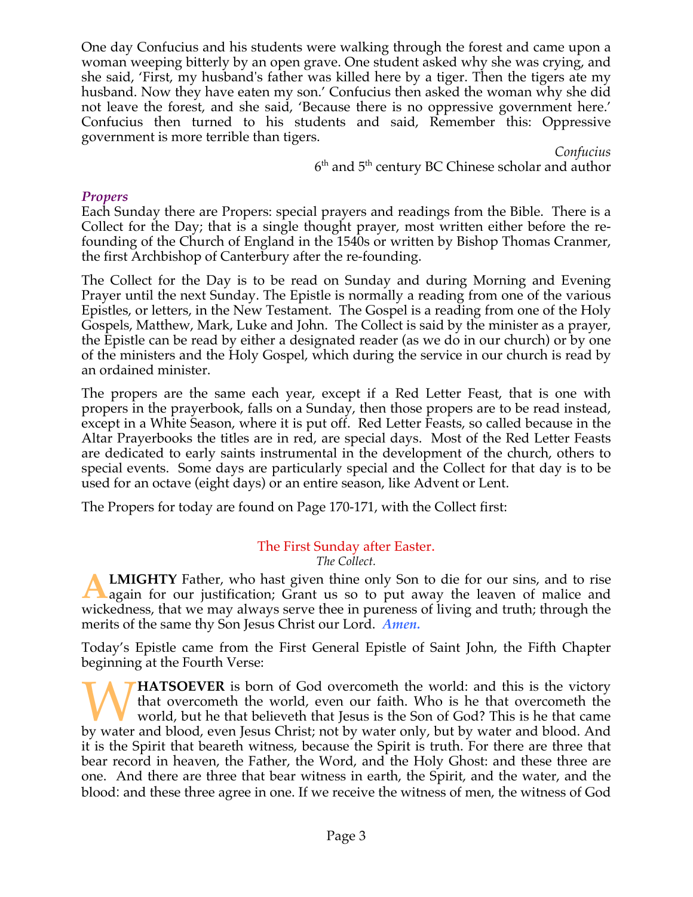One day Confucius and his students were walking through the forest and came upon a woman weeping bitterly by an open grave. One student asked why she was crying, and she said, 'First, my husband's father was killed here by a tiger. Then the tigers ate my husband. Now they have eaten my son.' Confucius then asked the woman why she did not leave the forest, and she said, 'Because there is no oppressive government here.' Confucius then turned to his students and said, Remember this: Oppressive government is more terrible than tigers.

*Confucius*
6th and 5th century BC Chinese scholar and author

### *Propers*

Each Sunday there are Propers: special prayers and readings from the Bible. There is a Collect for the Day; that is a single thought prayer, most written either before the re-founding of the Church of England in the 1540s or written by Bishop Thomas Cranmer, the first Archbishop of Canterbury after the re-founding.

The Collect for the Day is to be read on Sunday and during Morning and Evening Prayer until the next Sunday. The Epistle is normally a reading from one of the various Epistles, or letters, in the New Testament. The Gospel is a reading from one of the Holy Gospels, Matthew, Mark, Luke and John. The Collect is said by the minister as a prayer, the Epistle can be read by either a designated reader (as we do in our church) or by one of the ministers and the Holy Gospel, which during the service in our church is read by an ordained minister.

The propers are the same each year, except if a Red Letter Feast, that is one with propers in the prayerbook, falls on a Sunday, then those propers are to be read instead, except in a White Season, where it is put off. Red Letter Feasts, so called because in the Altar Prayerbooks the titles are in red, are special days. Most of the Red Letter Feasts are dedicated to early saints instrumental in the development of the church, others to special events. Some days are particularly special and the Collect for that day is to be used for an octave (eight days) or an entire season, like Advent or Lent.

The Propers for today are found on Page 170-171, with the Collect first:

## The First Sunday after Easter.

*The Collect.*

**ALMIGHTY** Father, who hast given thine only Son to die for our sins, and to rise again for our justification; Grant us so to put away the leaven of malice and wickedness, that we may always serve thee in pureness of living and truth; through the merits of the same thy Son Jesus Christ our Lord. ***Amen.***

Today's Epistle came from the First General Epistle of Saint John, the Fifth Chapter beginning at the Fourth Verse:

**WHATSOEVER** is born of God overcometh the world: and this is the victory that overcometh the world, even our faith. Who is he that overcometh the world, but he that believeth that Jesus is the Son of God? This is he that came by water and blood, even Jesus Christ; not by water only, but by water and blood. And it is the Spirit that beareth witness, because the Spirit is truth. For there are three that bear record in heaven, the Father, the Word, and the Holy Ghost: and these three are one. And there are three that bear witness in earth, the Spirit, and the water, and the blood: and these three agree in one. If we receive the witness of men, the witness of God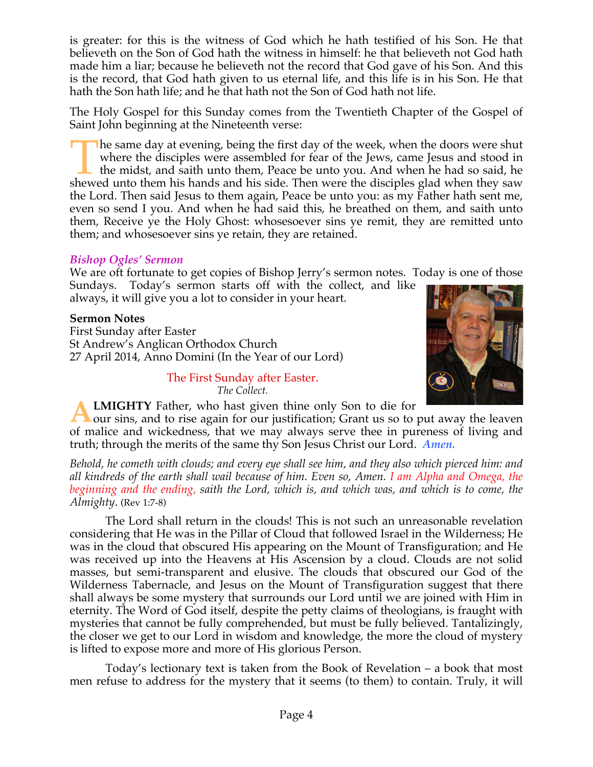is greater: for this is the witness of God which he hath testified of his Son. He that believeth on the Son of God hath the witness in himself: he that believeth not God hath made him a liar; because he believeth not the record that God gave of his Son. And this is the record, that God hath given to us eternal life, and this life is in his Son. He that hath the Son hath life; and he that hath not the Son of God hath not life.

The Holy Gospel for this Sunday comes from the Twentieth Chapter of the Gospel of Saint John beginning at the Nineteenth verse:

The same day at evening, being the first day of the week, when the doors were shut where the disciples were assembled for fear of the Jews, came Jesus and stood in the midst, and saith unto them, Peace be unto you. And when he had so said, he shewed unto them his hands and his side. Then were the disciples glad when they saw the Lord. Then said Jesus to them again, Peace be unto you: as my Father hath sent me, even so send I you. And when he had said this, he breathed on them, and saith unto them, Receive ye the Holy Ghost: whosesoever sins ye remit, they are remitted unto them; and whosesoever sins ye retain, they are retained.

### *Bishop Ogles' Sermon*

We are oft fortunate to get copies of Bishop Jerry's sermon notes. Today is one of those Sundays. Today's sermon starts off with the collect, and like always, it will give you a lot to consider in your heart.

**Sermon Notes**
First Sunday after Easter
St Andrew's Anglican Orthodox Church
27 April 2014, Anno Domini (In the Year of our Lord)

The First Sunday after Easter.
*The Collect.*

**ALMIGHTY** Father, who hast given thine only Son to die for our sins, and to rise again for our justification; Grant us so to put away the leaven of malice and wickedness, that we may always serve thee in pureness of living and truth; through the merits of the same thy Son Jesus Christ our Lord. ***Amen.***

*Behold, he cometh with clouds; and every eye shall see him, and they also which pierced him: and all kindreds of the earth shall wail because of him. Even so, Amen. I am Alpha and Omega, the beginning and the ending, saith the Lord, which is, and which was, and which is to come, the Almighty*. (Rev 1:7-8)

The Lord shall return in the clouds! This is not such an unreasonable revelation considering that He was in the Pillar of Cloud that followed Israel in the Wilderness; He was in the cloud that obscured His appearing on the Mount of Transfiguration; and He was received up into the Heavens at His Ascension by a cloud. Clouds are not solid masses, but semi-transparent and elusive. The clouds that obscured our God of the Wilderness Tabernacle, and Jesus on the Mount of Transfiguration suggest that there shall always be some mystery that surrounds our Lord until we are joined with Him in eternity. The Word of God itself, despite the petty claims of theologians, is fraught with mysteries that cannot be fully comprehended, but must be fully believed. Tantalizingly, the closer we get to our Lord in wisdom and knowledge, the more the cloud of mystery is lifted to expose more and more of His glorious Person.

Today's lectionary text is taken from the Book of Revelation – a book that most men refuse to address for the mystery that it seems (to them) to contain. Truly, it will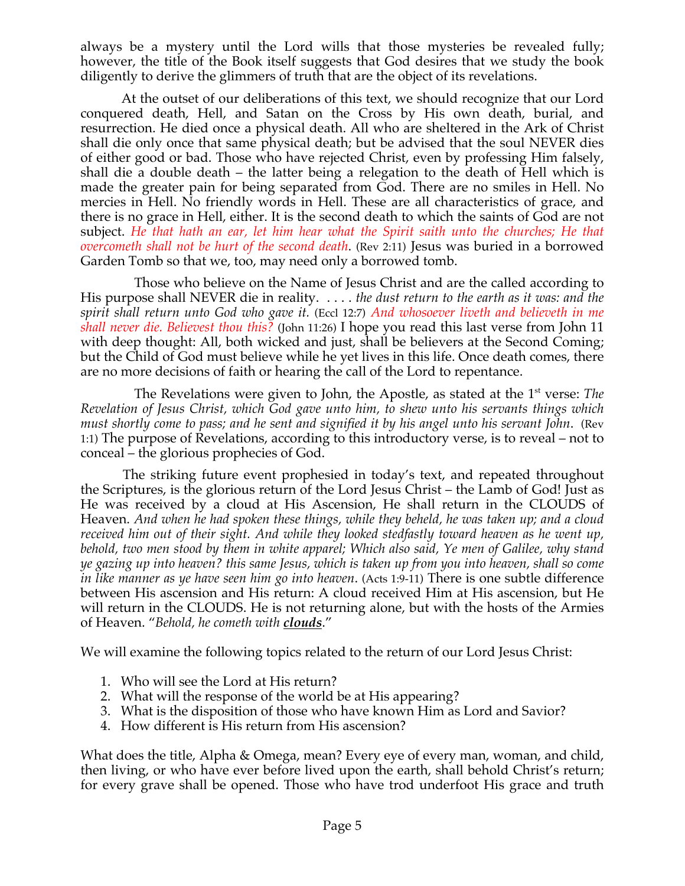always be a mystery until the Lord wills that those mysteries be revealed fully; however, the title of the Book itself suggests that God desires that we study the book diligently to derive the glimmers of truth that are the object of its revelations.

At the outset of our deliberations of this text, we should recognize that our Lord conquered death, Hell, and Satan on the Cross by His own death, burial, and resurrection. He died once a physical death. All who are sheltered in the Ark of Christ shall die only once that same physical death; but be advised that the soul NEVER dies of either good or bad. Those who have rejected Christ, even by professing Him falsely, shall die a double death – the latter being a relegation to the death of Hell which is made the greater pain for being separated from God. There are no smiles in Hell. No mercies in Hell. No friendly words in Hell. These are all characteristics of grace, and there is no grace in Hell, either. It is the second death to which the saints of God are not subject. *He that hath an ear, let him hear what the Spirit saith unto the churches; He that overcometh shall not be hurt of the second death*. (Rev 2:11) Jesus was buried in a borrowed Garden Tomb so that we, too, may need only a borrowed tomb.

Those who believe on the Name of Jesus Christ and are the called according to His purpose shall NEVER die in reality. . . . . *the dust return to the earth as it was: and the spirit shall return unto God who gave it.* (Eccl 12:7) *And whosoever liveth and believeth in me shall never die. Believest thou this?* (John 11:26) I hope you read this last verse from John 11 with deep thought: All, both wicked and just, shall be believers at the Second Coming; but the Child of God must believe while he yet lives in this life. Once death comes, there are no more decisions of faith or hearing the call of the Lord to repentance.

The Revelations were given to John, the Apostle, as stated at the 1st verse: *The Revelation of Jesus Christ, which God gave unto him, to shew unto his servants things which must shortly come to pass; and he sent and signified it by his angel unto his servant John*. (Rev 1:1) The purpose of Revelations, according to this introductory verse, is to reveal – not to conceal – the glorious prophecies of God.

The striking future event prophesied in today's text, and repeated throughout the Scriptures, is the glorious return of the Lord Jesus Christ – the Lamb of God! Just as He was received by a cloud at His Ascension, He shall return in the CLOUDS of Heaven. *And when he had spoken these things, while they beheld, he was taken up; and a cloud received him out of their sight. And while they looked stedfastly toward heaven as he went up, behold, two men stood by them in white apparel; Which also said, Ye men of Galilee, why stand ye gazing up into heaven? this same Jesus, which is taken up from you into heaven, shall so come in like manner as ye have seen him go into heaven*. (Acts 1:9-11) There is one subtle difference between His ascension and His return: A cloud received Him at His ascension, but He will return in the CLOUDS. He is not returning alone, but with the hosts of the Armies of Heaven. "*Behold, he cometh with* ***clouds***."

We will examine the following topics related to the return of our Lord Jesus Christ:

1. Who will see the Lord at His return?
2. What will the response of the world be at His appearing?
3. What is the disposition of those who have known Him as Lord and Savior?
4. How different is His return from His ascension?

What does the title, Alpha & Omega, mean? Every eye of every man, woman, and child, then living, or who have ever before lived upon the earth, shall behold Christ's return; for every grave shall be opened. Those who have trod underfoot His grace and truth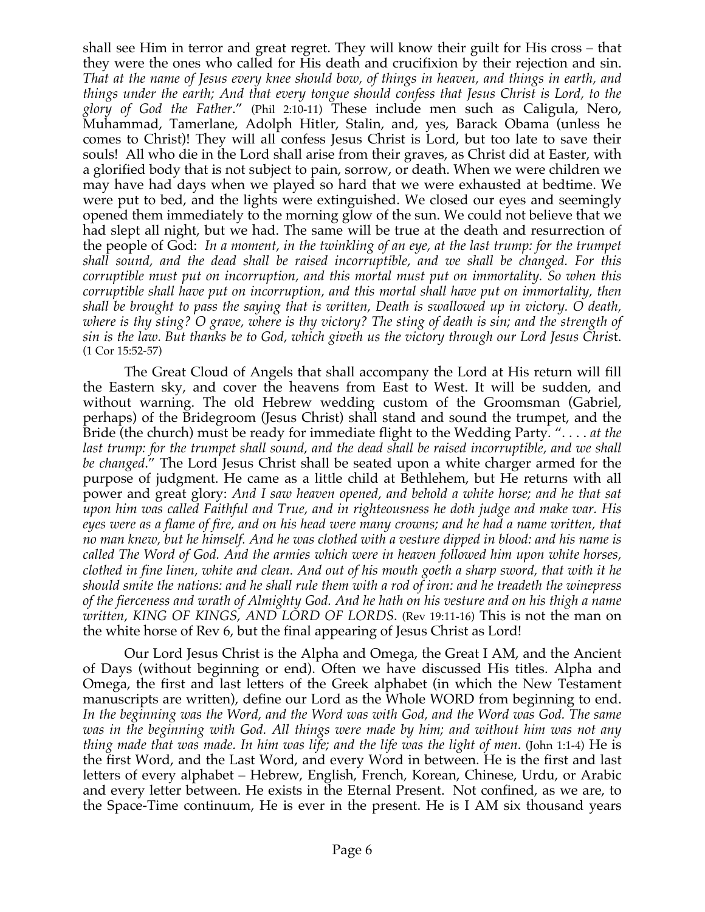shall see Him in terror and great regret. They will know their guilt for His cross – that they were the ones who called for His death and crucifixion by their rejection and sin. *That at the name of Jesus every knee should bow, of things in heaven, and things in earth, and things under the earth; And that every tongue should confess that Jesus Christ is Lord, to the glory of God the Father*." (Phil 2:10-11) These include men such as Caligula, Nero, Muhammad, Tamerlane, Adolph Hitler, Stalin, and, yes, Barack Obama (unless he comes to Christ)! They will all confess Jesus Christ is Lord, but too late to save their souls! All who die in the Lord shall arise from their graves, as Christ did at Easter, with a glorified body that is not subject to pain, sorrow, or death. When we were children we may have had days when we played so hard that we were exhausted at bedtime. We were put to bed, and the lights were extinguished. We closed our eyes and seemingly opened them immediately to the morning glow of the sun. We could not believe that we had slept all night, but we had. The same will be true at the death and resurrection of the people of God: *In a moment, in the twinkling of an eye, at the last trump: for the trumpet shall sound, and the dead shall be raised incorruptible, and we shall be changed. For this corruptible must put on incorruption, and this mortal must put on immortality. So when this corruptible shall have put on incorruption, and this mortal shall have put on immortality, then shall be brought to pass the saying that is written, Death is swallowed up in victory. O death, where is thy sting? O grave, where is thy victory? The sting of death is sin; and the strength of sin is the law. But thanks be to God, which giveth us the victory through our Lord Jesus Chris*t. (1 Cor 15:52-57)

The Great Cloud of Angels that shall accompany the Lord at His return will fill the Eastern sky, and cover the heavens from East to West. It will be sudden, and without warning. The old Hebrew wedding custom of the Groomsman (Gabriel, perhaps) of the Bridegroom (Jesus Christ) shall stand and sound the trumpet, and the Bride (the church) must be ready for immediate flight to the Wedding Party. ". . . . *at the last trump: for the trumpet shall sound, and the dead shall be raised incorruptible, and we shall be changed*." The Lord Jesus Christ shall be seated upon a white charger armed for the purpose of judgment. He came as a little child at Bethlehem, but He returns with all power and great glory: *And I saw heaven opened, and behold a white horse; and he that sat upon him was called Faithful and True, and in righteousness he doth judge and make war. His eyes were as a flame of fire, and on his head were many crowns; and he had a name written, that no man knew, but he himself. And he was clothed with a vesture dipped in blood: and his name is called The Word of God. And the armies which were in heaven followed him upon white horses, clothed in fine linen, white and clean. And out of his mouth goeth a sharp sword, that with it he should smite the nations: and he shall rule them with a rod of iron: and he treadeth the winepress of the fierceness and wrath of Almighty God. And he hath on his vesture and on his thigh a name written, KING OF KINGS, AND LORD OF LORDS*. (Rev 19:11-16) This is not the man on the white horse of Rev 6, but the final appearing of Jesus Christ as Lord!

Our Lord Jesus Christ is the Alpha and Omega, the Great I AM, and the Ancient of Days (without beginning or end). Often we have discussed His titles. Alpha and Omega, the first and last letters of the Greek alphabet (in which the New Testament manuscripts are written), define our Lord as the Whole WORD from beginning to end. *In the beginning was the Word, and the Word was with God, and the Word was God. The same was in the beginning with God. All things were made by him; and without him was not any thing made that was made. In him was life; and the life was the light of men*. (John 1:1-4) He is the first Word, and the Last Word, and every Word in between. He is the first and last letters of every alphabet – Hebrew, English, French, Korean, Chinese, Urdu, or Arabic and every letter between. He exists in the Eternal Present. Not confined, as we are, to the Space-Time continuum, He is ever in the present. He is I AM six thousand years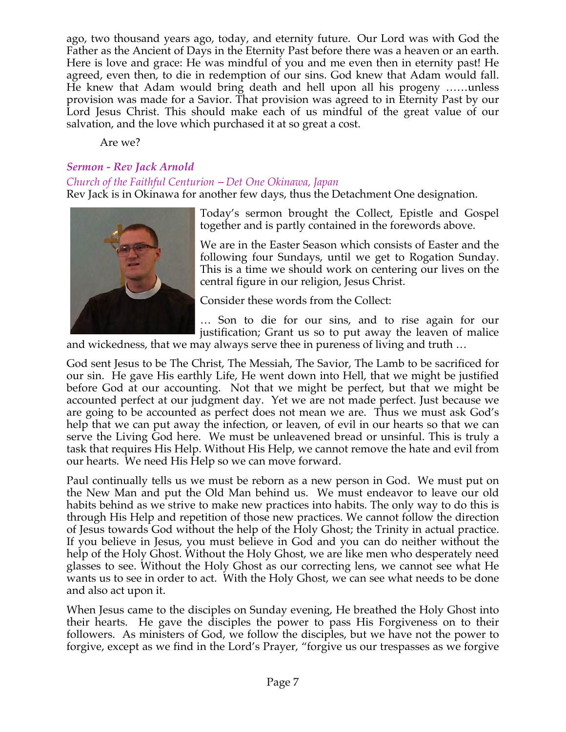ago, two thousand years ago, today, and eternity future. Our Lord was with God the Father as the Ancient of Days in the Eternity Past before there was a heaven or an earth. Here is love and grace: He was mindful of you and me even then in eternity past! He agreed, even then, to die in redemption of our sins. God knew that Adam would fall. He knew that Adam would bring death and hell upon all his progeny ……unless provision was made for a Savior. That provision was agreed to in Eternity Past by our Lord Jesus Christ. This should make each of us mindful of the great value of our salvation, and the love which purchased it at so great a cost.

Are we?

### *Sermon - Rev Jack Arnold*

*Church of the Faithful Centurion – Det One Okinawa, Japan*

Rev Jack is in Okinawa for another few days, thus the Detachment One designation.

Today's sermon brought the Collect, Epistle and Gospel together and is partly contained in the forewords above.

We are in the Easter Season which consists of Easter and the following four Sundays, until we get to Rogation Sunday. This is a time we should work on centering our lives on the central figure in our religion, Jesus Christ.

Consider these words from the Collect:

… Son to die for our sins, and to rise again for our justification; Grant us so to put away the leaven of malice and wickedness, that we may always serve thee in pureness of living and truth …

God sent Jesus to be The Christ, The Messiah, The Savior, The Lamb to be sacrificed for our sin. He gave His earthly Life, He went down into Hell, that we might be justified before God at our accounting. Not that we might be perfect, but that we might be accounted perfect at our judgment day. Yet we are not made perfect. Just because we are going to be accounted as perfect does not mean we are. Thus we must ask God's help that we can put away the infection, or leaven, of evil in our hearts so that we can serve the Living God here. We must be unleavened bread or unsinful. This is truly a task that requires His Help. Without His Help, we cannot remove the hate and evil from our hearts. We need His Help so we can move forward.

Paul continually tells us we must be reborn as a new person in God. We must put on the New Man and put the Old Man behind us. We must endeavor to leave our old habits behind as we strive to make new practices into habits. The only way to do this is through His Help and repetition of those new practices. We cannot follow the direction of Jesus towards God without the help of the Holy Ghost; the Trinity in actual practice. If you believe in Jesus, you must believe in God and you can do neither without the help of the Holy Ghost. Without the Holy Ghost, we are like men who desperately need glasses to see. Without the Holy Ghost as our correcting lens, we cannot see what He wants us to see in order to act. With the Holy Ghost, we can see what needs to be done and also act upon it.

When Jesus came to the disciples on Sunday evening, He breathed the Holy Ghost into their hearts. He gave the disciples the power to pass His Forgiveness on to their followers. As ministers of God, we follow the disciples, but we have not the power to forgive, except as we find in the Lord's Prayer, "forgive us our trespasses as we forgive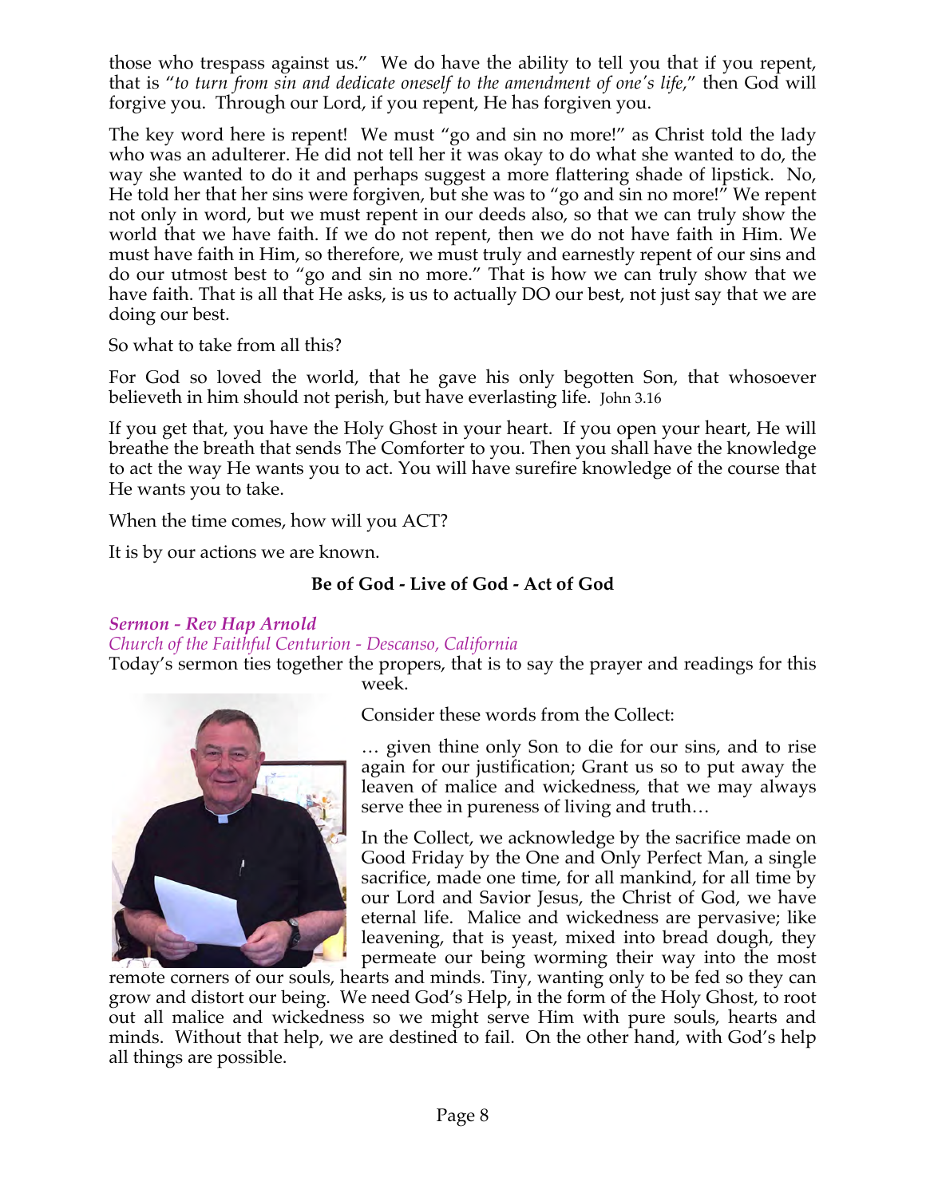those who trespass against us." We do have the ability to tell you that if you repent, that is "*to turn from sin and dedicate oneself to the amendment of one's life,*" then God will forgive you. Through our Lord, if you repent, He has forgiven you.

The key word here is repent! We must "go and sin no more!" as Christ told the lady who was an adulterer. He did not tell her it was okay to do what she wanted to do, the way she wanted to do it and perhaps suggest a more flattering shade of lipstick. No, He told her that her sins were forgiven, but she was to "go and sin no more!" We repent not only in word, but we must repent in our deeds also, so that we can truly show the world that we have faith. If we do not repent, then we do not have faith in Him. We must have faith in Him, so therefore, we must truly and earnestly repent of our sins and do our utmost best to "go and sin no more." That is how we can truly show that we have faith. That is all that He asks, is us to actually DO our best, not just say that we are doing our best.

So what to take from all this?

For God so loved the world, that he gave his only begotten Son, that whosoever believeth in him should not perish, but have everlasting life. John 3.16

If you get that, you have the Holy Ghost in your heart. If you open your heart, He will breathe the breath that sends The Comforter to you. Then you shall have the knowledge to act the way He wants you to act. You will have surefire knowledge of the course that He wants you to take.

When the time comes, how will you ACT?

It is by our actions we are known.

**Be of God - Live of God - Act of God**

***Sermon - Rev Hap Arnold***

*Church of the Faithful Centurion - Descanso, California*

Today's sermon ties together the propers, that is to say the prayer and readings for this week.

Consider these words from the Collect:

… given thine only Son to die for our sins, and to rise again for our justification; Grant us so to put away the leaven of malice and wickedness, that we may always serve thee in pureness of living and truth…

In the Collect, we acknowledge by the sacrifice made on Good Friday by the One and Only Perfect Man, a single sacrifice, made one time, for all mankind, for all time by our Lord and Savior Jesus, the Christ of God, we have eternal life. Malice and wickedness are pervasive; like leavening, that is yeast, mixed into bread dough, they permeate our being worming their way into the most remote corners of our souls, hearts and minds. Tiny, wanting only to be fed so they can grow and distort our being. We need God's Help, in the form of the Holy Ghost, to root out all malice and wickedness so we might serve Him with pure souls, hearts and minds. Without that help, we are destined to fail. On the other hand, with God's help all things are possible.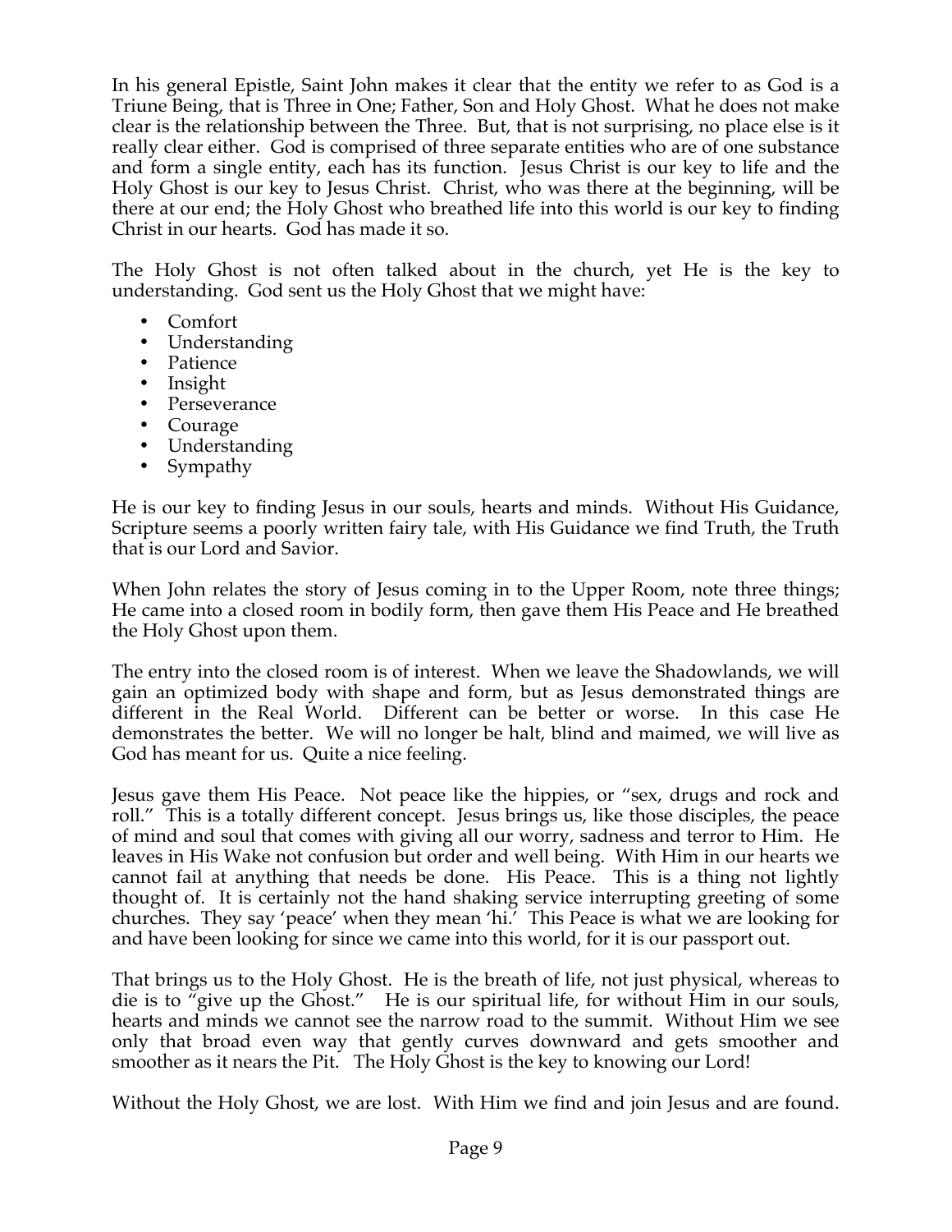In his general Epistle, Saint John makes it clear that the entity we refer to as God is a Triune Being, that is Three in One; Father, Son and Holy Ghost. What he does not make clear is the relationship between the Three. But, that is not surprising, no place else is it really clear either. God is comprised of three separate entities who are of one substance and form a single entity, each has its function. Jesus Christ is our key to life and the Holy Ghost is our key to Jesus Christ. Christ, who was there at the beginning, will be there at our end; the Holy Ghost who breathed life into this world is our key to finding Christ in our hearts. God has made it so.

The Holy Ghost is not often talked about in the church, yet He is the key to understanding. God sent us the Holy Ghost that we might have:

- Comfort
- Understanding
- Patience
- Insight
- Perseverance
- Courage
- Understanding
- Sympathy

He is our key to finding Jesus in our souls, hearts and minds. Without His Guidance, Scripture seems a poorly written fairy tale, with His Guidance we find Truth, the Truth that is our Lord and Savior.

When John relates the story of Jesus coming in to the Upper Room, note three things; He came into a closed room in bodily form, then gave them His Peace and He breathed the Holy Ghost upon them.

The entry into the closed room is of interest. When we leave the Shadowlands, we will gain an optimized body with shape and form, but as Jesus demonstrated things are different in the Real World. Different can be better or worse. In this case He demonstrates the better. We will no longer be halt, blind and maimed, we will live as God has meant for us. Quite a nice feeling.

Jesus gave them His Peace. Not peace like the hippies, or "sex, drugs and rock and roll." This is a totally different concept. Jesus brings us, like those disciples, the peace of mind and soul that comes with giving all our worry, sadness and terror to Him. He leaves in His Wake not confusion but order and well being. With Him in our hearts we cannot fail at anything that needs be done. His Peace. This is a thing not lightly thought of. It is certainly not the hand shaking service interrupting greeting of some churches. They say 'peace' when they mean 'hi.' This Peace is what we are looking for and have been looking for since we came into this world, for it is our passport out.

That brings us to the Holy Ghost. He is the breath of life, not just physical, whereas to die is to "give up the Ghost." He is our spiritual life, for without Him in our souls, hearts and minds we cannot see the narrow road to the summit. Without Him we see only that broad even way that gently curves downward and gets smoother and smoother as it nears the Pit. The Holy Ghost is the key to knowing our Lord!

Without the Holy Ghost, we are lost. With Him we find and join Jesus and are found.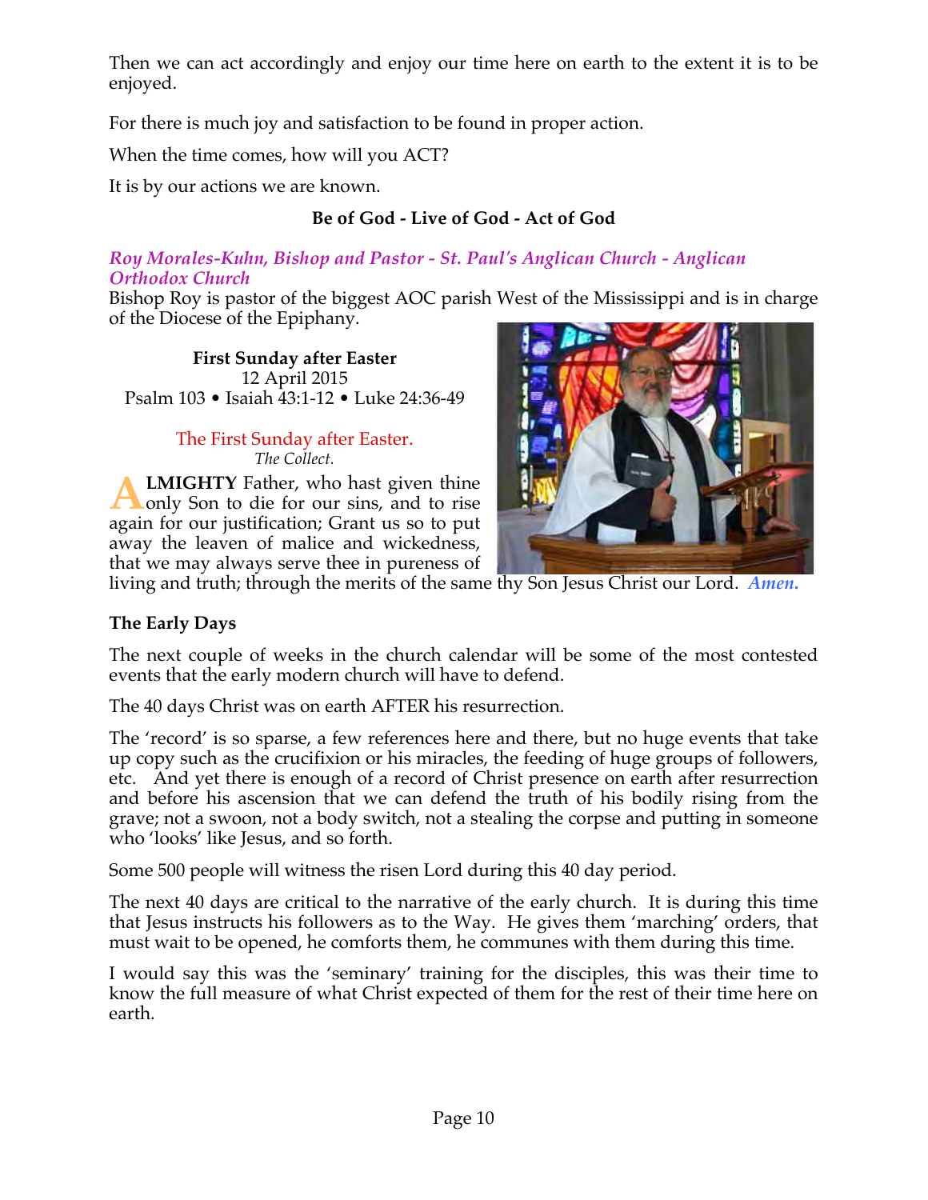Then we can act accordingly and enjoy our time here on earth to the extent it is to be enjoyed.

For there is much joy and satisfaction to be found in proper action.

When the time comes, how will you ACT?

It is by our actions we are known.

**Be of God - Live of God - Act of God**

***Roy Morales-Kuhn, Bishop and Pastor - St. Paul's Anglican Church - Anglican Orthodox Church***

Bishop Roy is pastor of the biggest AOC parish West of the Mississippi and is in charge of the Diocese of the Epiphany.

**First Sunday after Easter**
12 April 2015
Psalm 103 • Isaiah 43:1-12 • Luke 24:36-49

The First Sunday after Easter.
*The Collect.*

**ALMIGHTY** Father, who hast given thine only Son to die for our sins, and to rise again for our justification; Grant us so to put away the leaven of malice and wickedness, that we may always serve thee in pureness of living and truth; through the merits of the same thy Son Jesus Christ our Lord. ***Amen.***

**The Early Days**

The next couple of weeks in the church calendar will be some of the most contested events that the early modern church will have to defend.

The 40 days Christ was on earth AFTER his resurrection.

The 'record' is so sparse, a few references here and there, but no huge events that take up copy such as the crucifixion or his miracles, the feeding of huge groups of followers, etc. And yet there is enough of a record of Christ presence on earth after resurrection and before his ascension that we can defend the truth of his bodily rising from the grave; not a swoon, not a body switch, not a stealing the corpse and putting in someone who 'looks' like Jesus, and so forth.

Some 500 people will witness the risen Lord during this 40 day period.

The next 40 days are critical to the narrative of the early church. It is during this time that Jesus instructs his followers as to the Way. He gives them 'marching' orders, that must wait to be opened, he comforts them, he communes with them during this time.

I would say this was the 'seminary' training for the disciples, this was their time to know the full measure of what Christ expected of them for the rest of their time here on earth.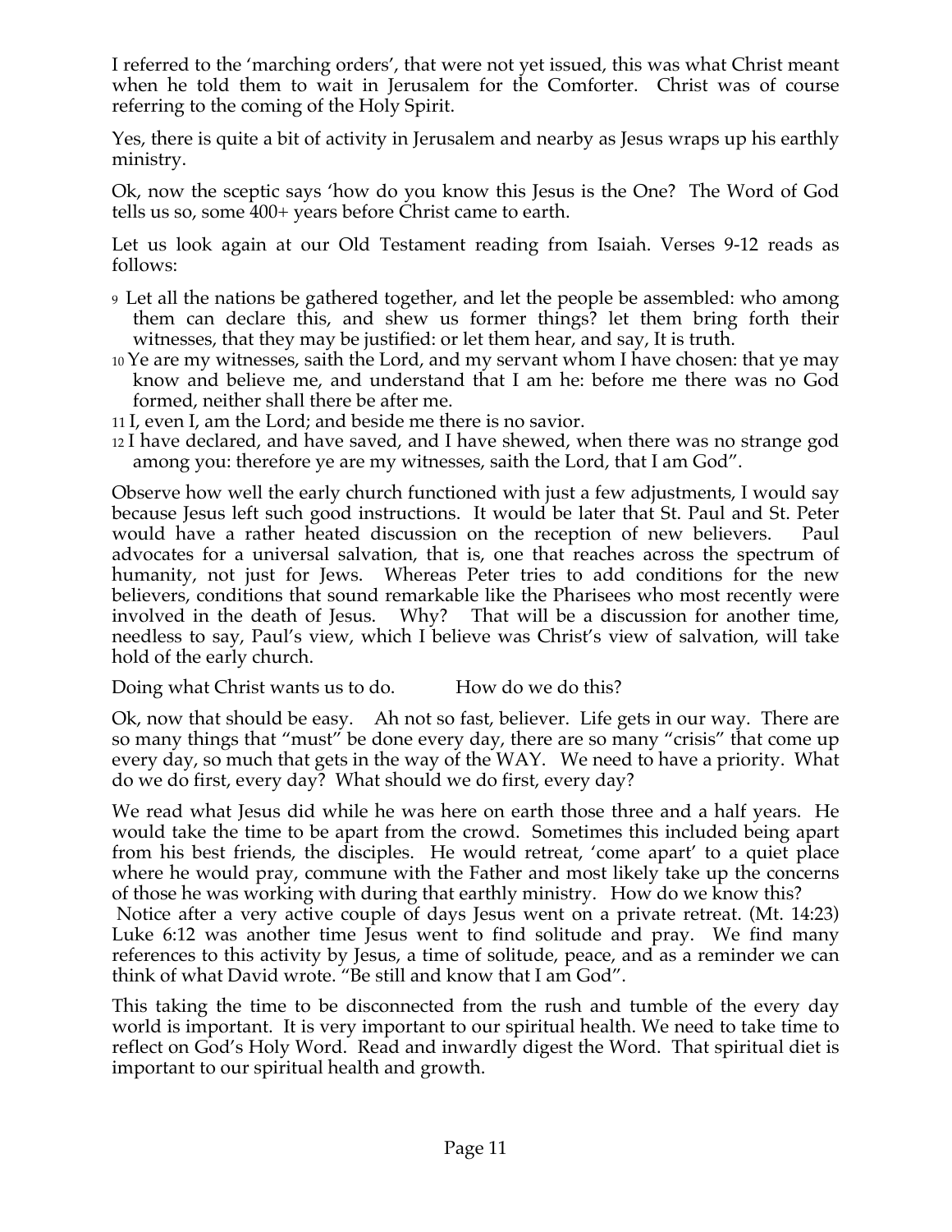I referred to the 'marching orders', that were not yet issued, this was what Christ meant when he told them to wait in Jerusalem for the Comforter. Christ was of course referring to the coming of the Holy Spirit.

Yes, there is quite a bit of activity in Jerusalem and nearby as Jesus wraps up his earthly ministry.

Ok, now the sceptic says 'how do you know this Jesus is the One? The Word of God tells us so, some 400+ years before Christ came to earth.

Let us look again at our Old Testament reading from Isaiah. Verses 9-12 reads as follows:

9 Let all the nations be gathered together, and let the people be assembled: who among them can declare this, and shew us former things? let them bring forth their witnesses, that they may be justified: or let them hear, and say, It is truth.
10 Ye are my witnesses, saith the Lord, and my servant whom I have chosen: that ye may know and believe me, and understand that I am he: before me there was no God formed, neither shall there be after me.
11 I, even I, am the Lord; and beside me there is no savior.
12 I have declared, and have saved, and I have shewed, when there was no strange god among you: therefore ye are my witnesses, saith the Lord, that I am God".

Observe how well the early church functioned with just a few adjustments, I would say because Jesus left such good instructions. It would be later that St. Paul and St. Peter would have a rather heated discussion on the reception of new believers. Paul advocates for a universal salvation, that is, one that reaches across the spectrum of humanity, not just for Jews. Whereas Peter tries to add conditions for the new believers, conditions that sound remarkable like the Pharisees who most recently were involved in the death of Jesus. Why? That will be a discussion for another time, needless to say, Paul's view, which I believe was Christ's view of salvation, will take hold of the early church.

Doing what Christ wants us to do. How do we do this?

Ok, now that should be easy. Ah not so fast, believer. Life gets in our way. There are so many things that "must" be done every day, there are so many "crisis" that come up every day, so much that gets in the way of the WAY. We need to have a priority. What do we do first, every day? What should we do first, every day?

We read what Jesus did while he was here on earth those three and a half years. He would take the time to be apart from the crowd. Sometimes this included being apart from his best friends, the disciples. He would retreat, 'come apart' to a quiet place where he would pray, commune with the Father and most likely take up the concerns of those he was working with during that earthly ministry. How do we know this?
Notice after a very active couple of days Jesus went on a private retreat. (Mt. 14:23) Luke 6:12 was another time Jesus went to find solitude and pray. We find many references to this activity by Jesus, a time of solitude, peace, and as a reminder we can think of what David wrote. "Be still and know that I am God".

This taking the time to be disconnected from the rush and tumble of the every day world is important. It is very important to our spiritual health. We need to take time to reflect on God's Holy Word. Read and inwardly digest the Word. That spiritual diet is important to our spiritual health and growth.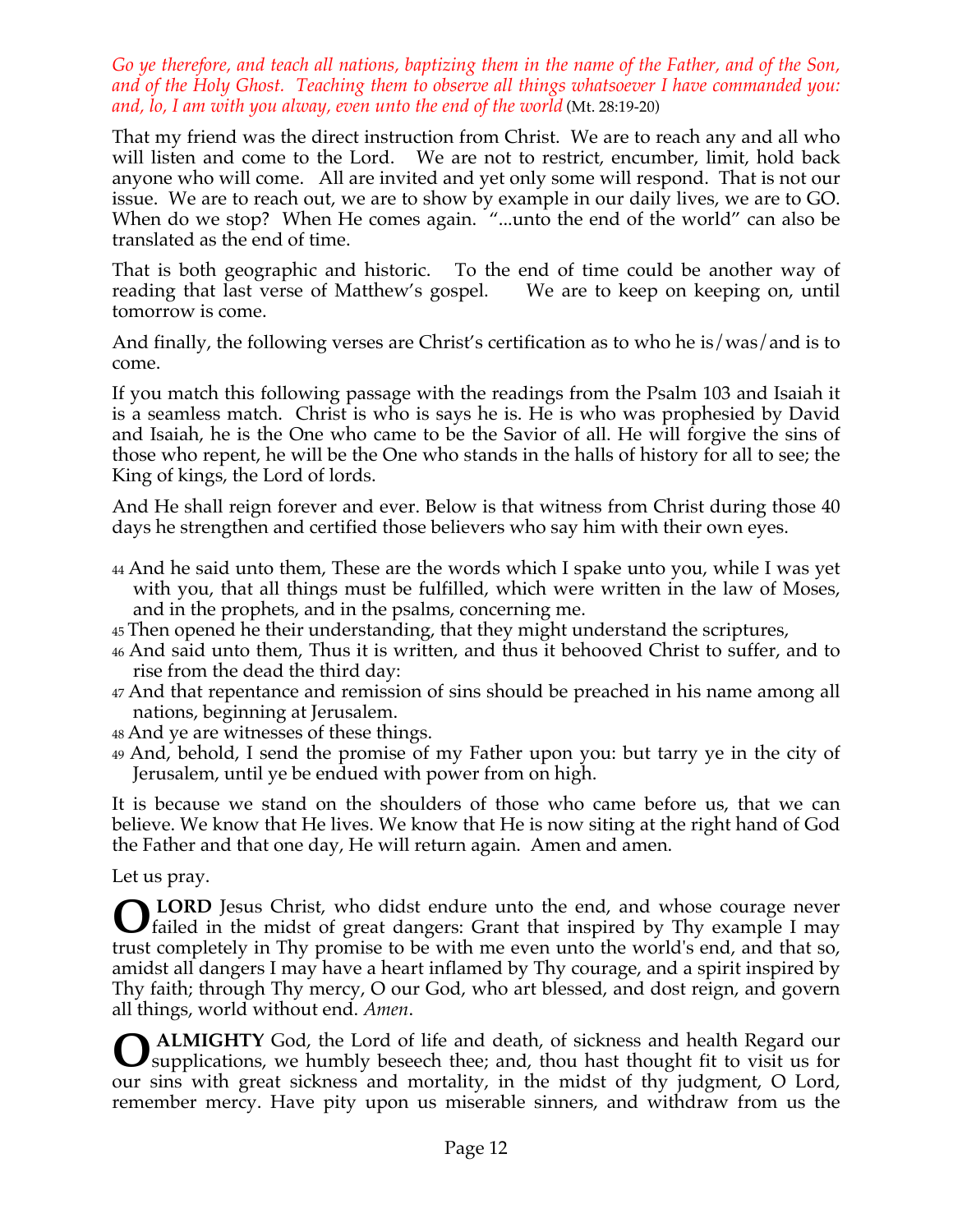*Go ye therefore, and teach all nations, baptizing them in the name of the Father, and of the Son, and of the Holy Ghost. Teaching them to observe all things whatsoever I have commanded you: and, lo, I am with you alway, even unto the end of the world* (Mt. 28:19-20)

That my friend was the direct instruction from Christ. We are to reach any and all who will listen and come to the Lord. We are not to restrict, encumber, limit, hold back anyone who will come. All are invited and yet only some will respond. That is not our issue. We are to reach out, we are to show by example in our daily lives, we are to GO. When do we stop? When He comes again. "...unto the end of the world" can also be translated as the end of time.

That is both geographic and historic. To the end of time could be another way of reading that last verse of Matthew's gospel. We are to keep on keeping on, until tomorrow is come.

And finally, the following verses are Christ's certification as to who he is/was/and is to come.

If you match this following passage with the readings from the Psalm 103 and Isaiah it is a seamless match. Christ is who is says he is. He is who was prophesied by David and Isaiah, he is the One who came to be the Savior of all. He will forgive the sins of those who repent, he will be the One who stands in the halls of history for all to see; the King of kings, the Lord of lords.

And He shall reign forever and ever. Below is that witness from Christ during those 40 days he strengthen and certified those believers who say him with their own eyes.

44 And he said unto them, These are the words which I spake unto you, while I was yet with you, that all things must be fulfilled, which were written in the law of Moses, and in the prophets, and in the psalms, concerning me.
45 Then opened he their understanding, that they might understand the scriptures,
46 And said unto them, Thus it is written, and thus it behooved Christ to suffer, and to rise from the dead the third day:
47 And that repentance and remission of sins should be preached in his name among all nations, beginning at Jerusalem.
48 And ye are witnesses of these things.
49 And, behold, I send the promise of my Father upon you: but tarry ye in the city of Jerusalem, until ye be endued with power from on high.

It is because we stand on the shoulders of those who came before us, that we can believe. We know that He lives. We know that He is now siting at the right hand of God the Father and that one day, He will return again. Amen and amen.

Let us pray.

**O LORD** Jesus Christ, who didst endure unto the end, and whose courage never failed in the midst of great dangers: Grant that inspired by Thy example I may trust completely in Thy promise to be with me even unto the world's end, and that so, amidst all dangers I may have a heart inflamed by Thy courage, and a spirit inspired by Thy faith; through Thy mercy, O our God, who art blessed, and dost reign, and govern all things, world without end. *Amen*.

**O ALMIGHTY** God, the Lord of life and death, of sickness and health Regard our supplications, we humbly beseech thee; and, thou hast thought fit to visit us for our sins with great sickness and mortality, in the midst of thy judgment, O Lord, remember mercy. Have pity upon us miserable sinners, and withdraw from us the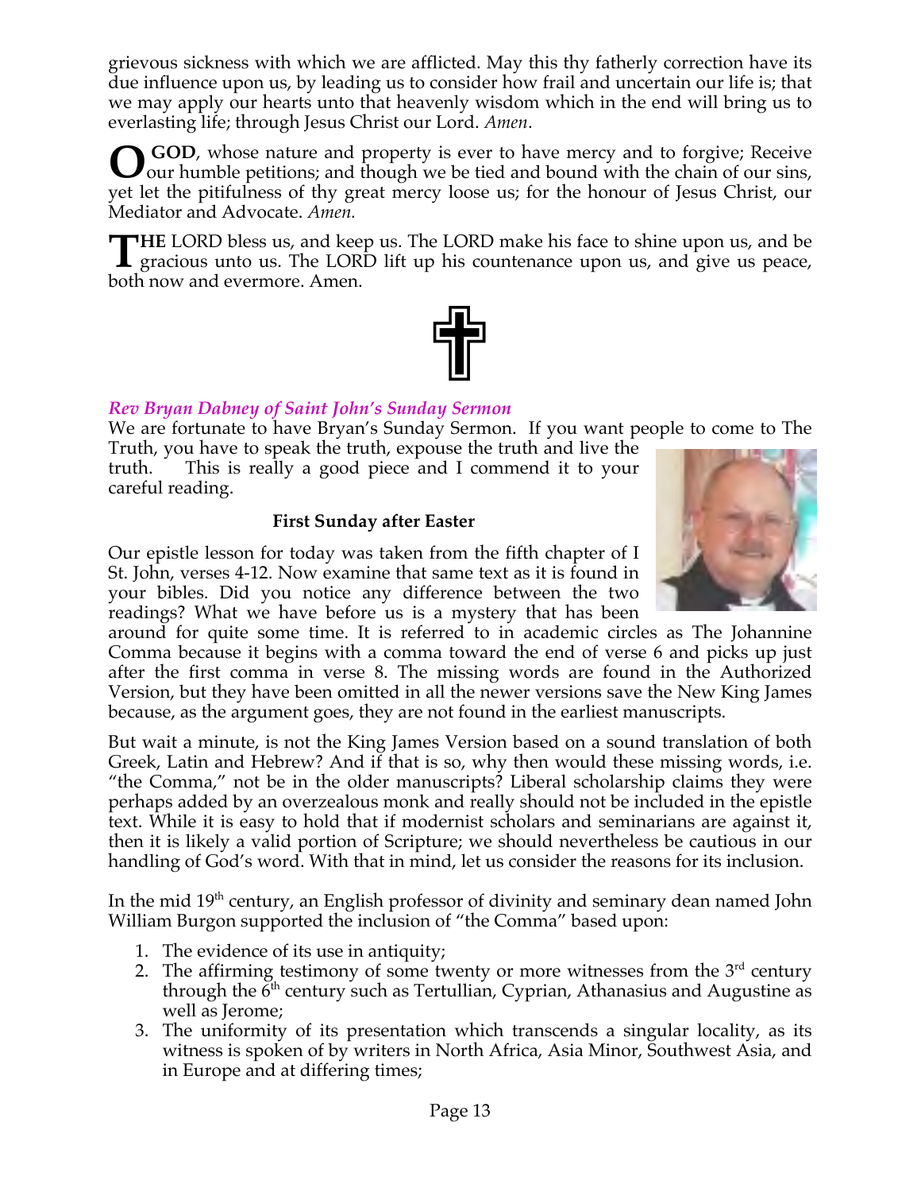grievous sickness with which we are afflicted. May this thy fatherly correction have its due influence upon us, by leading us to consider how frail and uncertain our life is; that we may apply our hearts unto that heavenly wisdom which in the end will bring us to everlasting life; through Jesus Christ our Lord. *Amen*.

**O GOD**, whose nature and property is ever to have mercy and to forgive; Receive our humble petitions; and though we be tied and bound with the chain of our sins, yet let the pitifulness of thy great mercy loose us; for the honour of Jesus Christ, our Mediator and Advocate. *Amen.*

**THE** LORD bless us, and keep us. The LORD make his face to shine upon us, and be gracious unto us. The LORD lift up his countenance upon us, and give us peace, both now and evermore. Amen.

*Rev Bryan Dabney of Saint John's Sunday Sermon*

We are fortunate to have Bryan's Sunday Sermon. If you want people to come to The Truth, you have to speak the truth, expose the truth and live the truth. This is really a good piece and I commend it to your careful reading.

**First Sunday after Easter**

Our epistle lesson for today was taken from the fifth chapter of I St. John, verses 4-12. Now examine that same text as it is found in your bibles. Did you notice any difference between the two readings? What we have before us is a mystery that has been around for quite some time. It is referred to in academic circles as The Johannine Comma because it begins with a comma toward the end of verse 6 and picks up just after the first comma in verse 8. The missing words are found in the Authorized Version, but they have been omitted in all the newer versions save the New King James because, as the argument goes, they are not found in the earliest manuscripts.

But wait a minute, is not the King James Version based on a sound translation of both Greek, Latin and Hebrew? And if that is so, why then would these missing words, i.e. "the Comma," not be in the older manuscripts? Liberal scholarship claims they were perhaps added by an overzealous monk and really should not be included in the epistle text. While it is easy to hold that if modernist scholars and seminarians are against it, then it is likely a valid portion of Scripture; we should nevertheless be cautious in our handling of God's word. With that in mind, let us consider the reasons for its inclusion.

In the mid 19th century, an English professor of divinity and seminary dean named John William Burgon supported the inclusion of "the Comma" based upon:

1. The evidence of its use in antiquity;
2. The affirming testimony of some twenty or more witnesses from the 3rd century through the 6th century such as Tertullian, Cyprian, Athanasius and Augustine as well as Jerome;
3. The uniformity of its presentation which transcends a singular locality, as its witness is spoken of by writers in North Africa, Asia Minor, Southwest Asia, and in Europe and at differing times;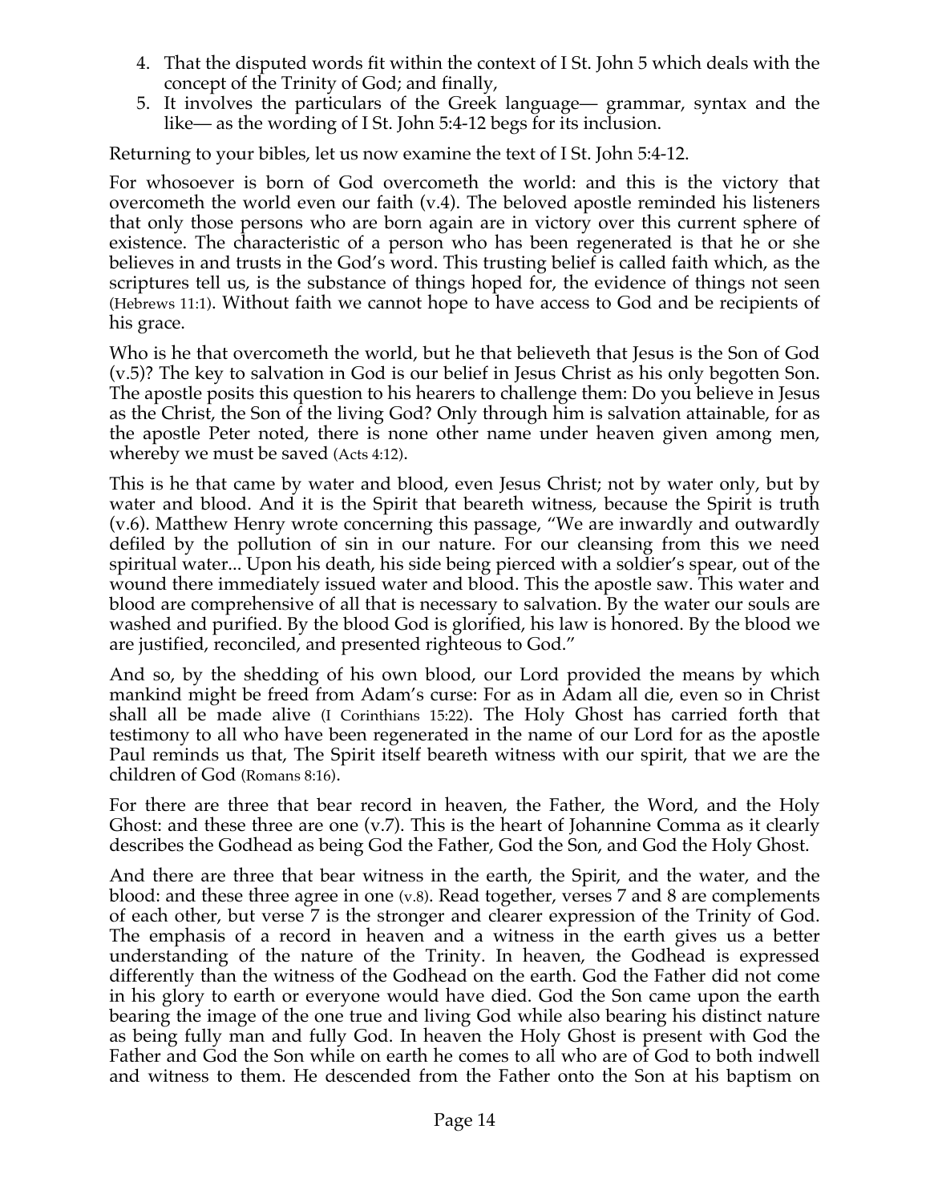4. That the disputed words fit within the context of I St. John 5 which deals with the concept of the Trinity of God; and finally,
5. It involves the particulars of the Greek language— grammar, syntax and the like— as the wording of I St. John 5:4-12 begs for its inclusion.

Returning to your bibles, let us now examine the text of I St. John 5:4-12.

For whosoever is born of God overcometh the world: and this is the victory that overcometh the world even our faith (v.4). The beloved apostle reminded his listeners that only those persons who are born again are in victory over this current sphere of existence. The characteristic of a person who has been regenerated is that he or she believes in and trusts in the God's word. This trusting belief is called faith which, as the scriptures tell us, is the substance of things hoped for, the evidence of things not seen (Hebrews 11:1). Without faith we cannot hope to have access to God and be recipients of his grace.

Who is he that overcometh the world, but he that believeth that Jesus is the Son of God (v.5)? The key to salvation in God is our belief in Jesus Christ as his only begotten Son. The apostle posits this question to his hearers to challenge them: Do you believe in Jesus as the Christ, the Son of the living God? Only through him is salvation attainable, for as the apostle Peter noted, there is none other name under heaven given among men, whereby we must be saved (Acts 4:12).

This is he that came by water and blood, even Jesus Christ; not by water only, but by water and blood. And it is the Spirit that beareth witness, because the Spirit is truth (v.6). Matthew Henry wrote concerning this passage, "We are inwardly and outwardly defiled by the pollution of sin in our nature. For our cleansing from this we need spiritual water... Upon his death, his side being pierced with a soldier's spear, out of the wound there immediately issued water and blood. This the apostle saw. This water and blood are comprehensive of all that is necessary to salvation. By the water our souls are washed and purified. By the blood God is glorified, his law is honored. By the blood we are justified, reconciled, and presented righteous to God."

And so, by the shedding of his own blood, our Lord provided the means by which mankind might be freed from Adam's curse: For as in Adam all die, even so in Christ shall all be made alive (I Corinthians 15:22). The Holy Ghost has carried forth that testimony to all who have been regenerated in the name of our Lord for as the apostle Paul reminds us that, The Spirit itself beareth witness with our spirit, that we are the children of God (Romans 8:16).

For there are three that bear record in heaven, the Father, the Word, and the Holy Ghost: and these three are one (v.7). This is the heart of Johannine Comma as it clearly describes the Godhead as being God the Father, God the Son, and God the Holy Ghost.

And there are three that bear witness in the earth, the Spirit, and the water, and the blood: and these three agree in one (v.8). Read together, verses 7 and 8 are complements of each other, but verse 7 is the stronger and clearer expression of the Trinity of God. The emphasis of a record in heaven and a witness in the earth gives us a better understanding of the nature of the Trinity. In heaven, the Godhead is expressed differently than the witness of the Godhead on the earth. God the Father did not come in his glory to earth or everyone would have died. God the Son came upon the earth bearing the image of the one true and living God while also bearing his distinct nature as being fully man and fully God. In heaven the Holy Ghost is present with God the Father and God the Son while on earth he comes to all who are of God to both indwell and witness to them. He descended from the Father onto the Son at his baptism on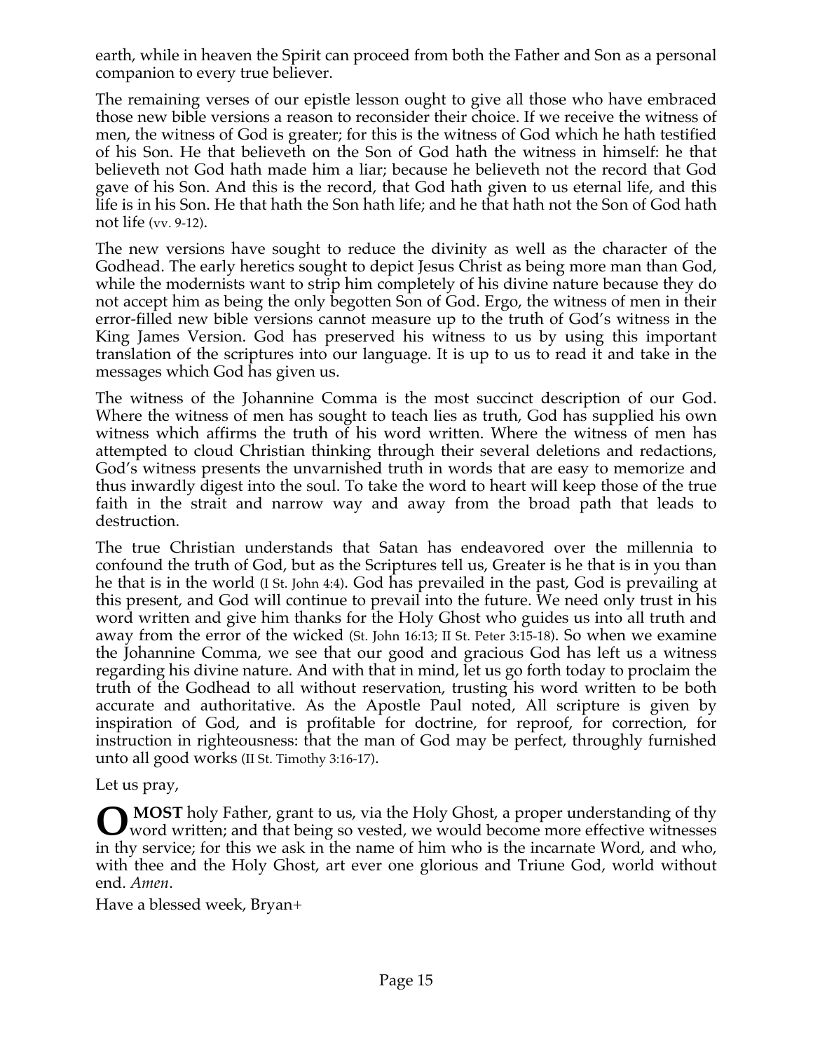earth, while in heaven the Spirit can proceed from both the Father and Son as a personal companion to every true believer.

The remaining verses of our epistle lesson ought to give all those who have embraced those new bible versions a reason to reconsider their choice. If we receive the witness of men, the witness of God is greater; for this is the witness of God which he hath testified of his Son. He that believeth on the Son of God hath the witness in himself: he that believeth not God hath made him a liar; because he believeth not the record that God gave of his Son. And this is the record, that God hath given to us eternal life, and this life is in his Son. He that hath the Son hath life; and he that hath not the Son of God hath not life (vv. 9-12).

The new versions have sought to reduce the divinity as well as the character of the Godhead. The early heretics sought to depict Jesus Christ as being more man than God, while the modernists want to strip him completely of his divine nature because they do not accept him as being the only begotten Son of God. Ergo, the witness of men in their error-filled new bible versions cannot measure up to the truth of God's witness in the King James Version. God has preserved his witness to us by using this important translation of the scriptures into our language. It is up to us to read it and take in the messages which God has given us.

The witness of the Johannine Comma is the most succinct description of our God. Where the witness of men has sought to teach lies as truth, God has supplied his own witness which affirms the truth of his word written. Where the witness of men has attempted to cloud Christian thinking through their several deletions and redactions, God's witness presents the unvarnished truth in words that are easy to memorize and thus inwardly digest into the soul. To take the word to heart will keep those of the true faith in the strait and narrow way and away from the broad path that leads to destruction.

The true Christian understands that Satan has endeavored over the millennia to confound the truth of God, but as the Scriptures tell us, Greater is he that is in you than he that is in the world (I St. John 4:4). God has prevailed in the past, God is prevailing at this present, and God will continue to prevail into the future. We need only trust in his word written and give him thanks for the Holy Ghost who guides us into all truth and away from the error of the wicked (St. John 16:13; II St. Peter 3:15-18). So when we examine the Johannine Comma, we see that our good and gracious God has left us a witness regarding his divine nature. And with that in mind, let us go forth today to proclaim the truth of the Godhead to all without reservation, trusting his word written to be both accurate and authoritative. As the Apostle Paul noted, All scripture is given by inspiration of God, and is profitable for doctrine, for reproof, for correction, for instruction in righteousness: that the man of God may be perfect, throughly furnished unto all good works (II St. Timothy 3:16-17).

Let us pray,

**O MOST** holy Father, grant to us, via the Holy Ghost, a proper understanding of thy word written; and that being so vested, we would become more effective witnesses in thy service; for this we ask in the name of him who is the incarnate Word, and who, with thee and the Holy Ghost, art ever one glorious and Triune God, world without end. *Amen*.

Have a blessed week, Bryan+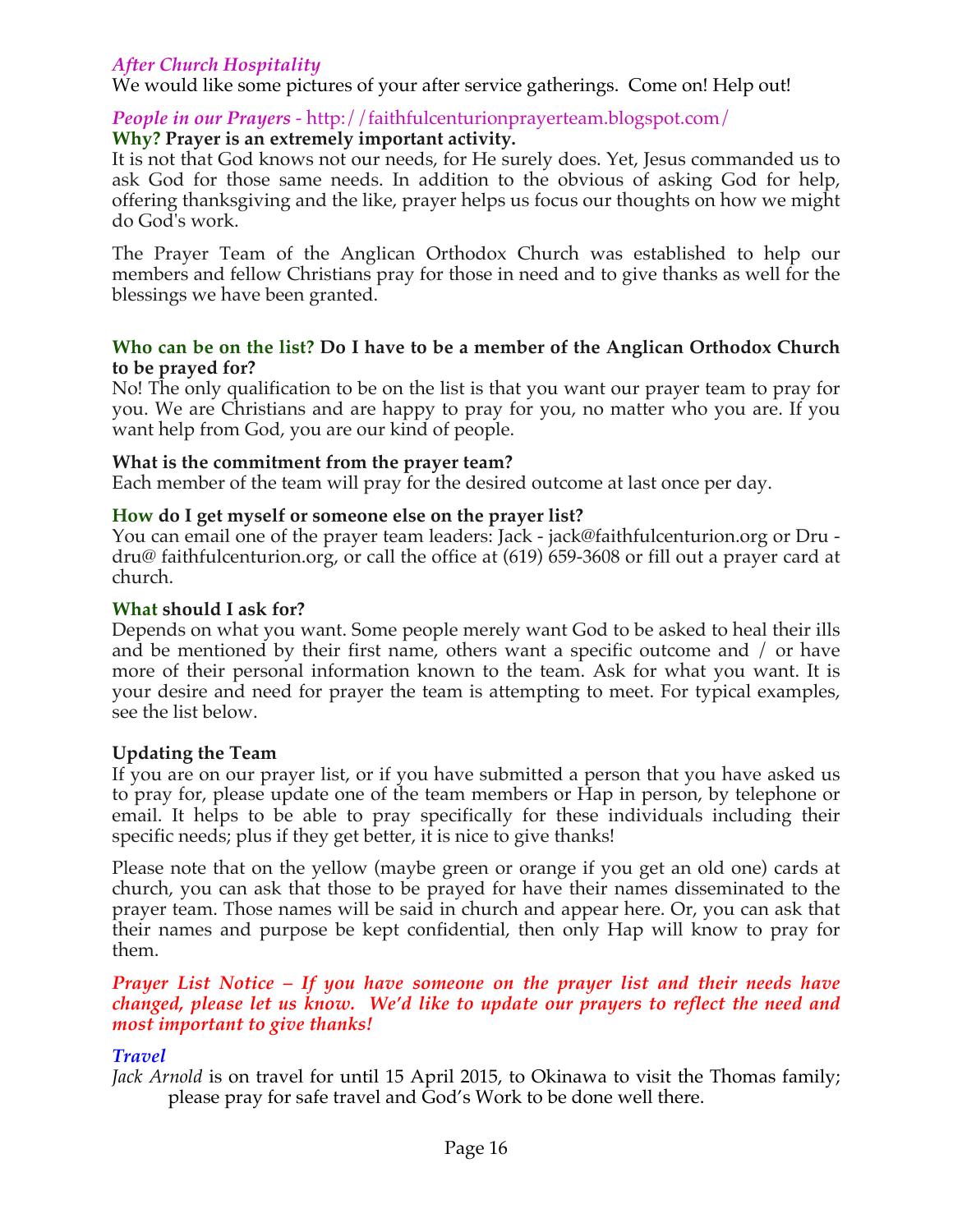### *After Church Hospitality*

We would like some pictures of your after service gatherings. Come on! Help out!

### *People in our Prayers* - http://faithfulcenturionprayerteam.blogspot.com/

**Why? Prayer is an extremely important activity.**

It is not that God knows not our needs, for He surely does. Yet, Jesus commanded us to ask God for those same needs. In addition to the obvious of asking God for help, offering thanksgiving and the like, prayer helps us focus our thoughts on how we might do God's work.

The Prayer Team of the Anglican Orthodox Church was established to help our members and fellow Christians pray for those in need and to give thanks as well for the blessings we have been granted.

**Who can be on the list? Do I have to be a member of the Anglican Orthodox Church to be prayed for?**

No! The only qualification to be on the list is that you want our prayer team to pray for you. We are Christians and are happy to pray for you, no matter who you are. If you want help from God, you are our kind of people.

**What is the commitment from the prayer team?**

Each member of the team will pray for the desired outcome at last once per day.

**How do I get myself or someone else on the prayer list?**

You can email one of the prayer team leaders: Jack - jack@faithfulcenturion.org or Dru - dru@ faithfulcenturion.org, or call the office at (619) 659-3608 or fill out a prayer card at church.

**What should I ask for?**

Depends on what you want. Some people merely want God to be asked to heal their ills and be mentioned by their first name, others want a specific outcome and / or have more of their personal information known to the team. Ask for what you want. It is your desire and need for prayer the team is attempting to meet. For typical examples, see the list below.

**Updating the Team**

If you are on our prayer list, or if you have submitted a person that you have asked us to pray for, please update one of the team members or Hap in person, by telephone or email. It helps to be able to pray specifically for these individuals including their specific needs; plus if they get better, it is nice to give thanks!

Please note that on the yellow (maybe green or orange if you get an old one) cards at church, you can ask that those to be prayed for have their names disseminated to the prayer team. Those names will be said in church and appear here. Or, you can ask that their names and purpose be kept confidential, then only Hap will know to pray for them.

***Prayer List Notice – If you have someone on the prayer list and their needs have changed, please let us know. We'd like to update our prayers to reflect the need and most important to give thanks!***

### *Travel*

*Jack Arnold* is on travel for until 15 April 2015, to Okinawa to visit the Thomas family; please pray for safe travel and God's Work to be done well there.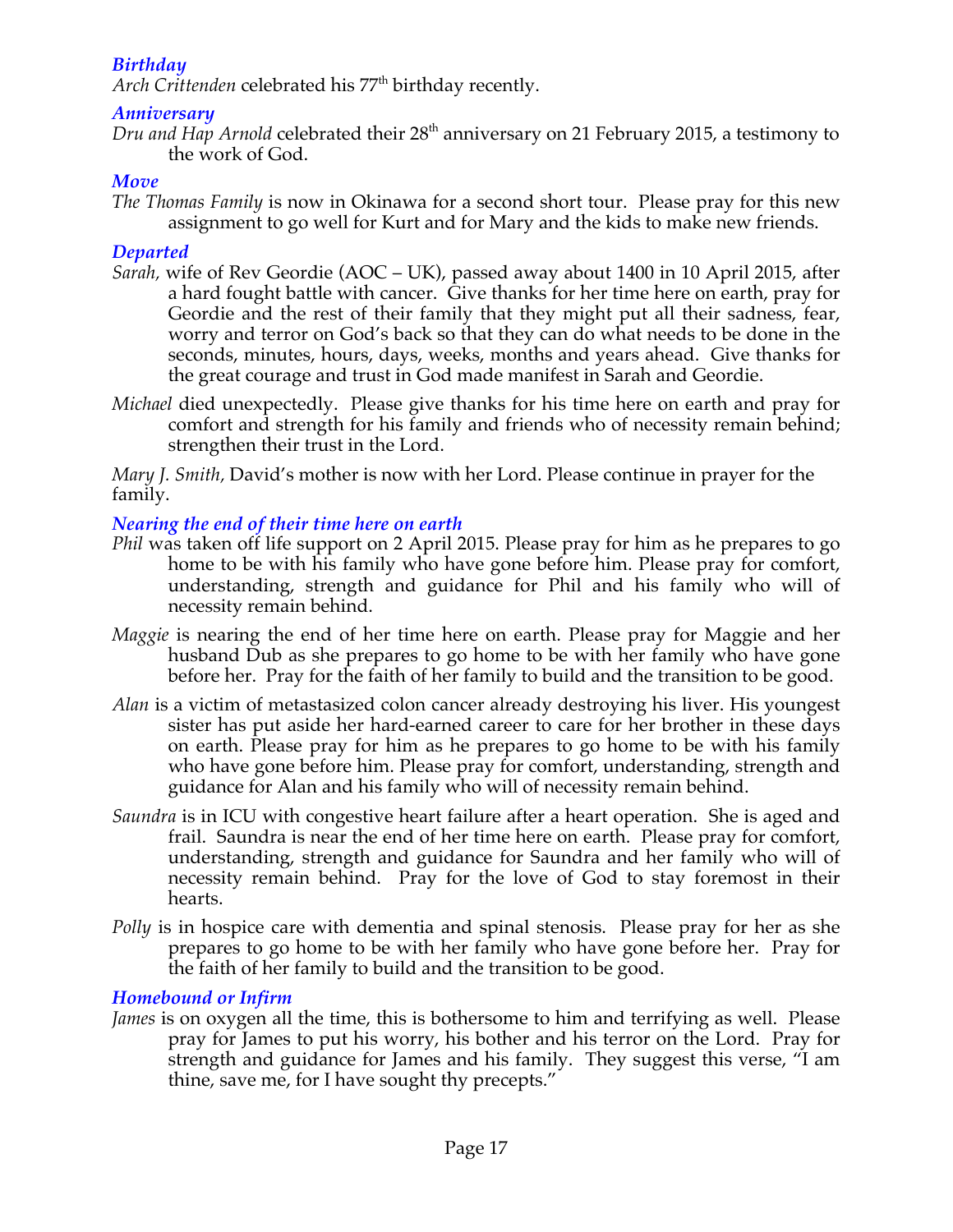### *Birthday*

*Arch Crittenden* celebrated his 77th birthday recently.

### *Anniversary*

*Dru and Hap Arnold* celebrated their 28th anniversary on 21 February 2015, a testimony to the work of God.

### *Move*

*The Thomas Family* is now in Okinawa for a second short tour. Please pray for this new assignment to go well for Kurt and for Mary and the kids to make new friends.

### *Departed*

*Sarah,* wife of Rev Geordie (AOC – UK), passed away about 1400 in 10 April 2015, after a hard fought battle with cancer. Give thanks for her time here on earth, pray for Geordie and the rest of their family that they might put all their sadness, fear, worry and terror on God's back so that they can do what needs to be done in the seconds, minutes, hours, days, weeks, months and years ahead. Give thanks for the great courage and trust in God made manifest in Sarah and Geordie.

*Michael* died unexpectedly. Please give thanks for his time here on earth and pray for comfort and strength for his family and friends who of necessity remain behind; strengthen their trust in the Lord.

*Mary J. Smith,* David's mother is now with her Lord. Please continue in prayer for the family.

### *Nearing the end of their time here on earth*

*Phil* was taken off life support on 2 April 2015. Please pray for him as he prepares to go home to be with his family who have gone before him. Please pray for comfort, understanding, strength and guidance for Phil and his family who will of necessity remain behind.

*Maggie* is nearing the end of her time here on earth. Please pray for Maggie and her husband Dub as she prepares to go home to be with her family who have gone before her. Pray for the faith of her family to build and the transition to be good.

*Alan* is a victim of metastasized colon cancer already destroying his liver. His youngest sister has put aside her hard-earned career to care for her brother in these days on earth. Please pray for him as he prepares to go home to be with his family who have gone before him. Please pray for comfort, understanding, strength and guidance for Alan and his family who will of necessity remain behind.

*Saundra* is in ICU with congestive heart failure after a heart operation. She is aged and frail. Saundra is near the end of her time here on earth. Please pray for comfort, understanding, strength and guidance for Saundra and her family who will of necessity remain behind. Pray for the love of God to stay foremost in their hearts.

*Polly* is in hospice care with dementia and spinal stenosis. Please pray for her as she prepares to go home to be with her family who have gone before her. Pray for the faith of her family to build and the transition to be good.

### *Homebound or Infirm*

*James* is on oxygen all the time, this is bothersome to him and terrifying as well. Please pray for James to put his worry, his bother and his terror on the Lord. Pray for strength and guidance for James and his family. They suggest this verse, "I am thine, save me, for I have sought thy precepts."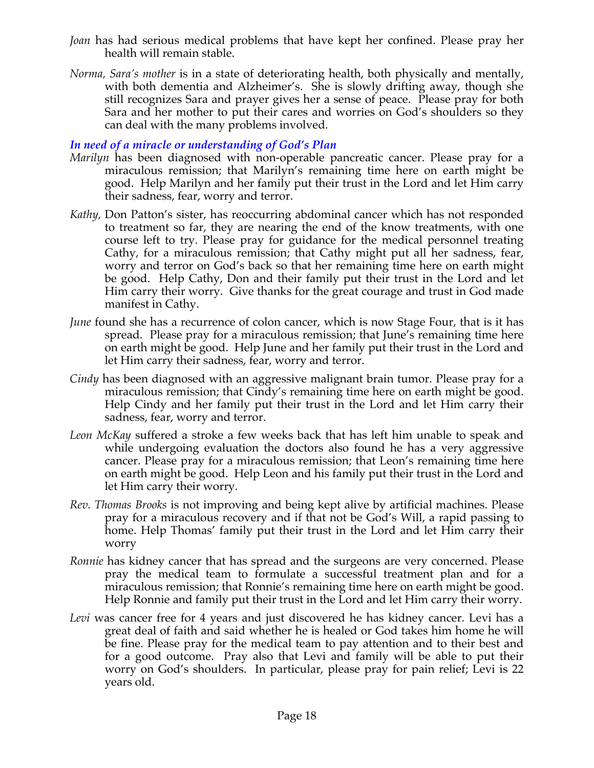*Joan* has had serious medical problems that have kept her confined. Please pray her health will remain stable.

*Norma, Sara's mother* is in a state of deteriorating health, both physically and mentally, with both dementia and Alzheimer's. She is slowly drifting away, though she still recognizes Sara and prayer gives her a sense of peace. Please pray for both Sara and her mother to put their cares and worries on God's shoulders so they can deal with the many problems involved.

### *In need of a miracle or understanding of God's Plan*

*Marilyn* has been diagnosed with non-operable pancreatic cancer. Please pray for a miraculous remission; that Marilyn's remaining time here on earth might be good. Help Marilyn and her family put their trust in the Lord and let Him carry their sadness, fear, worry and terror.

*Kathy,* Don Patton's sister, has reoccurring abdominal cancer which has not responded to treatment so far, they are nearing the end of the know treatments, with one course left to try. Please pray for guidance for the medical personnel treating Cathy, for a miraculous remission; that Cathy might put all her sadness, fear, worry and terror on God's back so that her remaining time here on earth might be good. Help Cathy, Don and their family put their trust in the Lord and let Him carry their worry. Give thanks for the great courage and trust in God made manifest in Cathy.

*June* found she has a recurrence of colon cancer, which is now Stage Four, that is it has spread. Please pray for a miraculous remission; that June's remaining time here on earth might be good. Help June and her family put their trust in the Lord and let Him carry their sadness, fear, worry and terror.

*Cindy* has been diagnosed with an aggressive malignant brain tumor. Please pray for a miraculous remission; that Cindy's remaining time here on earth might be good. Help Cindy and her family put their trust in the Lord and let Him carry their sadness, fear, worry and terror.

*Leon McKay* suffered a stroke a few weeks back that has left him unable to speak and while undergoing evaluation the doctors also found he has a very aggressive cancer. Please pray for a miraculous remission; that Leon's remaining time here on earth might be good. Help Leon and his family put their trust in the Lord and let Him carry their worry.

*Rev. Thomas Brooks* is not improving and being kept alive by artificial machines. Please pray for a miraculous recovery and if that not be God's Will, a rapid passing to home. Help Thomas' family put their trust in the Lord and let Him carry their worry

*Ronnie* has kidney cancer that has spread and the surgeons are very concerned. Please pray the medical team to formulate a successful treatment plan and for a miraculous remission; that Ronnie's remaining time here on earth might be good. Help Ronnie and family put their trust in the Lord and let Him carry their worry.

*Levi* was cancer free for 4 years and just discovered he has kidney cancer. Levi has a great deal of faith and said whether he is healed or God takes him home he will be fine. Please pray for the medical team to pay attention and to their best and for a good outcome. Pray also that Levi and family will be able to put their worry on God's shoulders. In particular, please pray for pain relief; Levi is 22 years old.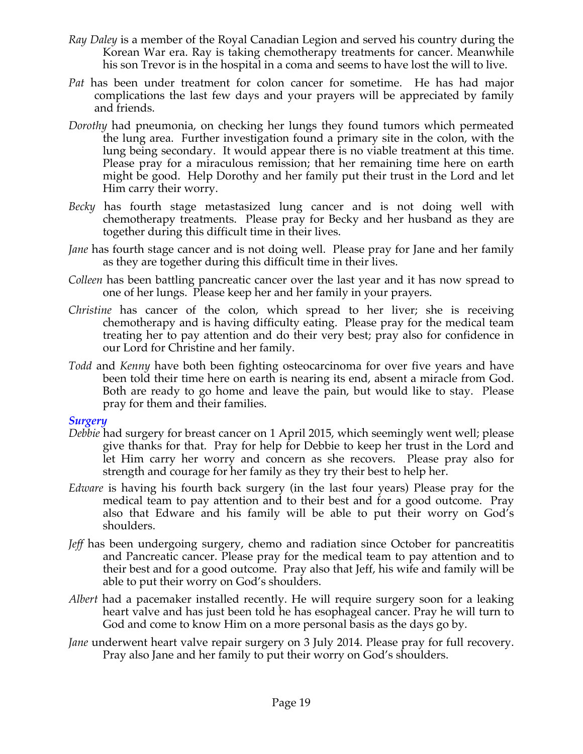*Ray Daley* is a member of the Royal Canadian Legion and served his country during the Korean War era. Ray is taking chemotherapy treatments for cancer. Meanwhile his son Trevor is in the hospital in a coma and seems to have lost the will to live.

*Pat* has been under treatment for colon cancer for sometime. He has had major complications the last few days and your prayers will be appreciated by family and friends.

*Dorothy* had pneumonia, on checking her lungs they found tumors which permeated the lung area. Further investigation found a primary site in the colon, with the lung being secondary. It would appear there is no viable treatment at this time. Please pray for a miraculous remission; that her remaining time here on earth might be good. Help Dorothy and her family put their trust in the Lord and let Him carry their worry.

*Becky* has fourth stage metastasized lung cancer and is not doing well with chemotherapy treatments. Please pray for Becky and her husband as they are together during this difficult time in their lives.

*Jane* has fourth stage cancer and is not doing well. Please pray for Jane and her family as they are together during this difficult time in their lives.

*Colleen* has been battling pancreatic cancer over the last year and it has now spread to one of her lungs. Please keep her and her family in your prayers.

*Christine* has cancer of the colon, which spread to her liver; she is receiving chemotherapy and is having difficulty eating. Please pray for the medical team treating her to pay attention and do their very best; pray also for confidence in our Lord for Christine and her family.

*Todd* and *Kenny* have both been fighting osteocarcinoma for over five years and have been told their time here on earth is nearing its end, absent a miracle from God. Both are ready to go home and leave the pain, but would like to stay. Please pray for them and their families.

### *Surgery*

*Debbie* had surgery for breast cancer on 1 April 2015, which seemingly went well; please give thanks for that. Pray for help for Debbie to keep her trust in the Lord and let Him carry her worry and concern as she recovers. Please pray also for strength and courage for her family as they try their best to help her.

*Edware* is having his fourth back surgery (in the last four years) Please pray for the medical team to pay attention and to their best and for a good outcome. Pray also that Edware and his family will be able to put their worry on God's shoulders.

*Jeff* has been undergoing surgery, chemo and radiation since October for pancreatitis and Pancreatic cancer. Please pray for the medical team to pay attention and to their best and for a good outcome. Pray also that Jeff, his wife and family will be able to put their worry on God's shoulders.

*Albert* had a pacemaker installed recently. He will require surgery soon for a leaking heart valve and has just been told he has esophageal cancer. Pray he will turn to God and come to know Him on a more personal basis as the days go by.

*Jane* underwent heart valve repair surgery on 3 July 2014. Please pray for full recovery. Pray also Jane and her family to put their worry on God's shoulders.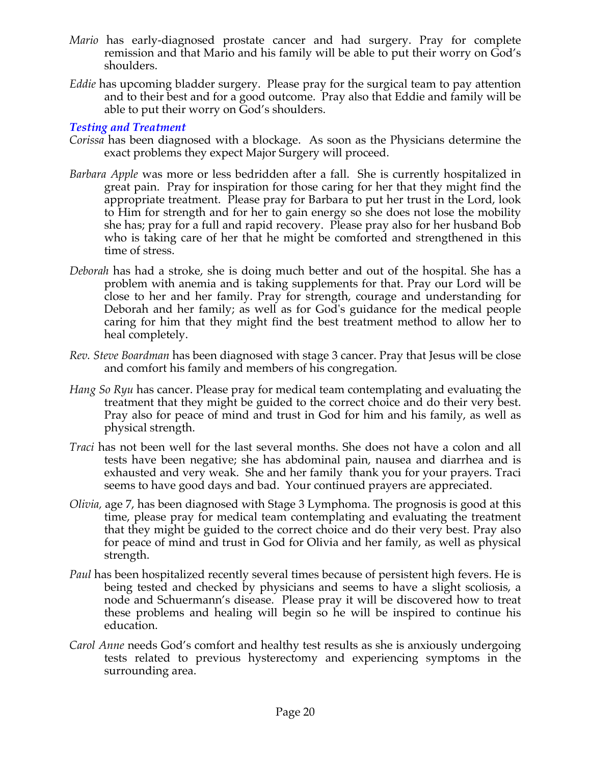*Mario* has early-diagnosed prostate cancer and had surgery. Pray for complete remission and that Mario and his family will be able to put their worry on God's shoulders.

*Eddie* has upcoming bladder surgery. Please pray for the surgical team to pay attention and to their best and for a good outcome. Pray also that Eddie and family will be able to put their worry on God's shoulders.

### *Testing and Treatment*

*Corissa* has been diagnosed with a blockage. As soon as the Physicians determine the exact problems they expect Major Surgery will proceed.

*Barbara Apple* was more or less bedridden after a fall. She is currently hospitalized in great pain. Pray for inspiration for those caring for her that they might find the appropriate treatment. Please pray for Barbara to put her trust in the Lord, look to Him for strength and for her to gain energy so she does not lose the mobility she has; pray for a full and rapid recovery. Please pray also for her husband Bob who is taking care of her that he might be comforted and strengthened in this time of stress.

*Deborah* has had a stroke, she is doing much better and out of the hospital. She has a problem with anemia and is taking supplements for that. Pray our Lord will be close to her and her family. Pray for strength, courage and understanding for Deborah and her family; as well as for God's guidance for the medical people caring for him that they might find the best treatment method to allow her to heal completely.

*Rev. Steve Boardman* has been diagnosed with stage 3 cancer. Pray that Jesus will be close and comfort his family and members of his congregation.

*Hang So Ryu* has cancer. Please pray for medical team contemplating and evaluating the treatment that they might be guided to the correct choice and do their very best. Pray also for peace of mind and trust in God for him and his family, as well as physical strength.

*Traci* has not been well for the last several months. She does not have a colon and all tests have been negative; she has abdominal pain, nausea and diarrhea and is exhausted and very weak. She and her family thank you for your prayers. Traci seems to have good days and bad. Your continued prayers are appreciated.

*Olivia,* age 7, has been diagnosed with Stage 3 Lymphoma. The prognosis is good at this time, please pray for medical team contemplating and evaluating the treatment that they might be guided to the correct choice and do their very best. Pray also for peace of mind and trust in God for Olivia and her family, as well as physical strength.

*Paul* has been hospitalized recently several times because of persistent high fevers. He is being tested and checked by physicians and seems to have a slight scoliosis, a node and Schuermann's disease. Please pray it will be discovered how to treat these problems and healing will begin so he will be inspired to continue his education.

*Carol Anne* needs God's comfort and healthy test results as she is anxiously undergoing tests related to previous hysterectomy and experiencing symptoms in the surrounding area.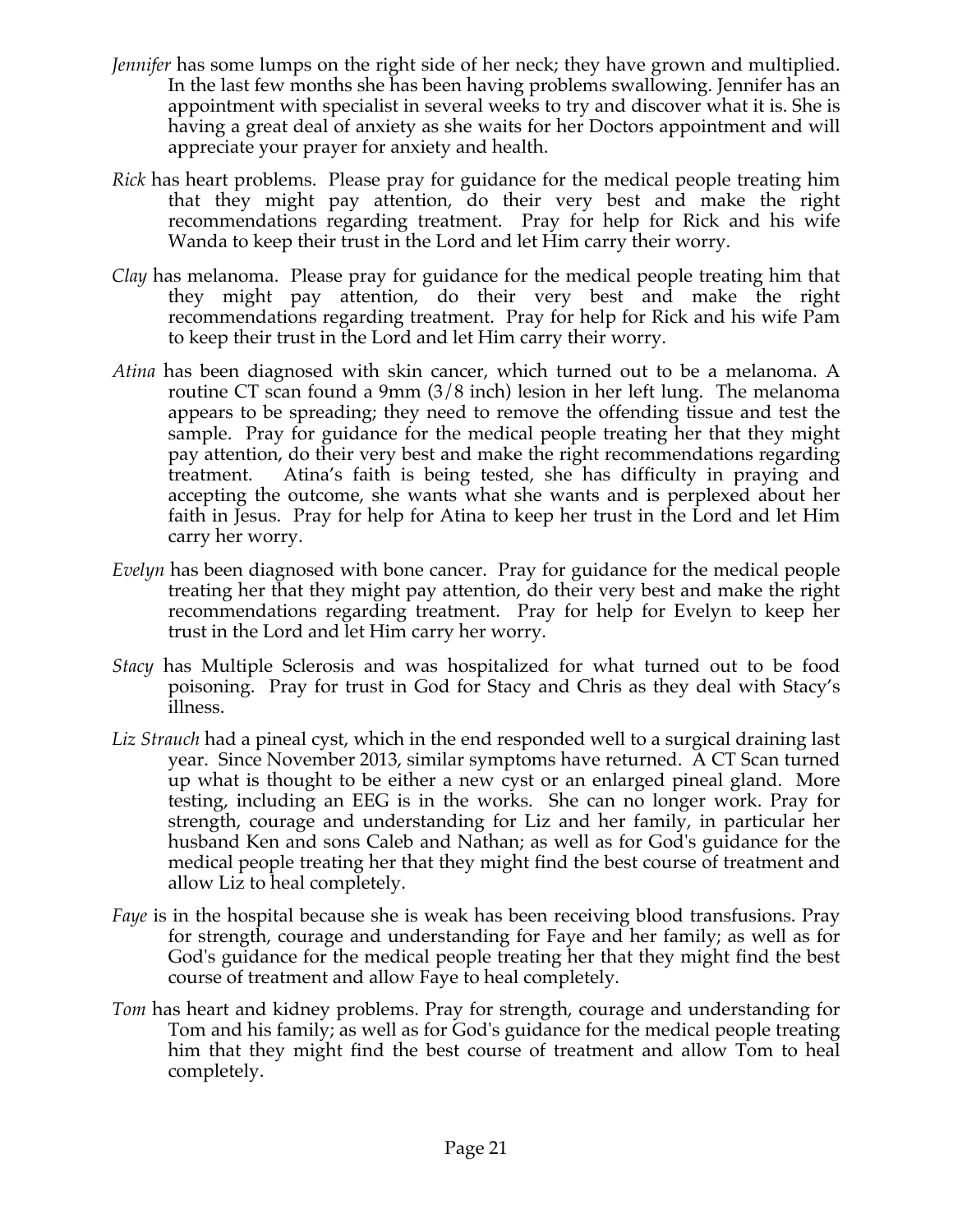*Jennifer* has some lumps on the right side of her neck; they have grown and multiplied. In the last few months she has been having problems swallowing. Jennifer has an appointment with specialist in several weeks to try and discover what it is. She is having a great deal of anxiety as she waits for her Doctors appointment and will appreciate your prayer for anxiety and health.

*Rick* has heart problems. Please pray for guidance for the medical people treating him that they might pay attention, do their very best and make the right recommendations regarding treatment. Pray for help for Rick and his wife Wanda to keep their trust in the Lord and let Him carry their worry.

*Clay* has melanoma. Please pray for guidance for the medical people treating him that they might pay attention, do their very best and make the right recommendations regarding treatment. Pray for help for Rick and his wife Pam to keep their trust in the Lord and let Him carry their worry.

*Atina* has been diagnosed with skin cancer, which turned out to be a melanoma. A routine CT scan found a 9mm (3/8 inch) lesion in her left lung. The melanoma appears to be spreading; they need to remove the offending tissue and test the sample. Pray for guidance for the medical people treating her that they might pay attention, do their very best and make the right recommendations regarding treatment. Atina's faith is being tested, she has difficulty in praying and accepting the outcome, she wants what she wants and is perplexed about her faith in Jesus. Pray for help for Atina to keep her trust in the Lord and let Him carry her worry.

*Evelyn* has been diagnosed with bone cancer. Pray for guidance for the medical people treating her that they might pay attention, do their very best and make the right recommendations regarding treatment. Pray for help for Evelyn to keep her trust in the Lord and let Him carry her worry.

*Stacy* has Multiple Sclerosis and was hospitalized for what turned out to be food poisoning. Pray for trust in God for Stacy and Chris as they deal with Stacy's illness.

*Liz Strauch* had a pineal cyst, which in the end responded well to a surgical draining last year. Since November 2013, similar symptoms have returned. A CT Scan turned up what is thought to be either a new cyst or an enlarged pineal gland. More testing, including an EEG is in the works. She can no longer work. Pray for strength, courage and understanding for Liz and her family, in particular her husband Ken and sons Caleb and Nathan; as well as for God's guidance for the medical people treating her that they might find the best course of treatment and allow Liz to heal completely.

*Faye* is in the hospital because she is weak has been receiving blood transfusions. Pray for strength, courage and understanding for Faye and her family; as well as for God's guidance for the medical people treating her that they might find the best course of treatment and allow Faye to heal completely.

*Tom* has heart and kidney problems. Pray for strength, courage and understanding for Tom and his family; as well as for God's guidance for the medical people treating him that they might find the best course of treatment and allow Tom to heal completely.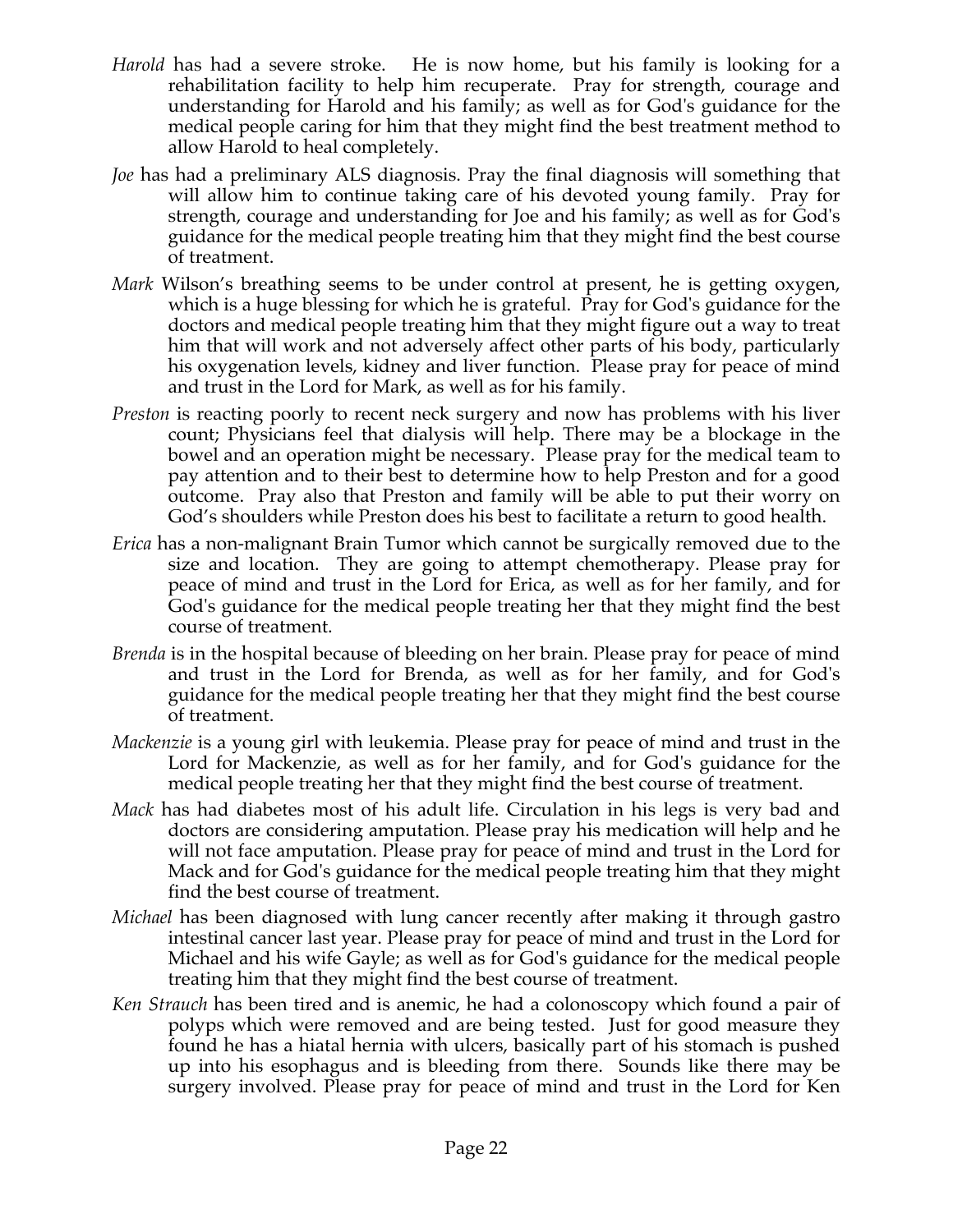*Harold* has had a severe stroke. He is now home, but his family is looking for a rehabilitation facility to help him recuperate. Pray for strength, courage and understanding for Harold and his family; as well as for God's guidance for the medical people caring for him that they might find the best treatment method to allow Harold to heal completely.

*Joe* has had a preliminary ALS diagnosis. Pray the final diagnosis will something that will allow him to continue taking care of his devoted young family. Pray for strength, courage and understanding for Joe and his family; as well as for God's guidance for the medical people treating him that they might find the best course of treatment.

*Mark* Wilson's breathing seems to be under control at present, he is getting oxygen, which is a huge blessing for which he is grateful. Pray for God's guidance for the doctors and medical people treating him that they might figure out a way to treat him that will work and not adversely affect other parts of his body, particularly his oxygenation levels, kidney and liver function. Please pray for peace of mind and trust in the Lord for Mark, as well as for his family.

*Preston* is reacting poorly to recent neck surgery and now has problems with his liver count; Physicians feel that dialysis will help. There may be a blockage in the bowel and an operation might be necessary. Please pray for the medical team to pay attention and to their best to determine how to help Preston and for a good outcome. Pray also that Preston and family will be able to put their worry on God's shoulders while Preston does his best to facilitate a return to good health.

*Erica* has a non-malignant Brain Tumor which cannot be surgically removed due to the size and location. They are going to attempt chemotherapy. Please pray for peace of mind and trust in the Lord for Erica, as well as for her family, and for God's guidance for the medical people treating her that they might find the best course of treatment.

*Brenda* is in the hospital because of bleeding on her brain. Please pray for peace of mind and trust in the Lord for Brenda, as well as for her family, and for God's guidance for the medical people treating her that they might find the best course of treatment.

*Mackenzie* is a young girl with leukemia. Please pray for peace of mind and trust in the Lord for Mackenzie, as well as for her family, and for God's guidance for the medical people treating her that they might find the best course of treatment.

*Mack* has had diabetes most of his adult life. Circulation in his legs is very bad and doctors are considering amputation. Please pray his medication will help and he will not face amputation. Please pray for peace of mind and trust in the Lord for Mack and for God's guidance for the medical people treating him that they might find the best course of treatment.

*Michael* has been diagnosed with lung cancer recently after making it through gastro intestinal cancer last year. Please pray for peace of mind and trust in the Lord for Michael and his wife Gayle; as well as for God's guidance for the medical people treating him that they might find the best course of treatment.

*Ken Strauch* has been tired and is anemic, he had a colonoscopy which found a pair of polyps which were removed and are being tested. Just for good measure they found he has a hiatal hernia with ulcers, basically part of his stomach is pushed up into his esophagus and is bleeding from there. Sounds like there may be surgery involved. Please pray for peace of mind and trust in the Lord for Ken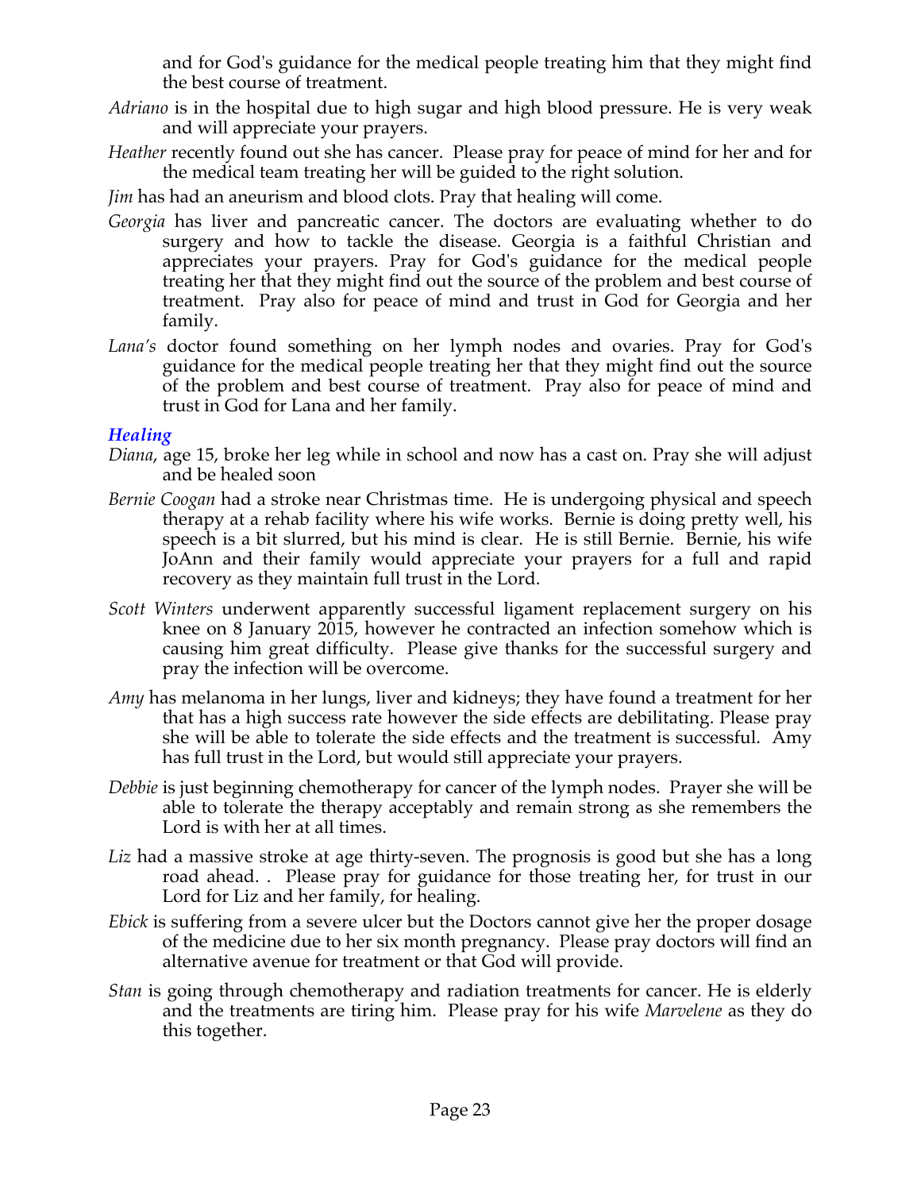and for God's guidance for the medical people treating him that they might find the best course of treatment.

*Adriano* is in the hospital due to high sugar and high blood pressure. He is very weak and will appreciate your prayers.

*Heather* recently found out she has cancer. Please pray for peace of mind for her and for the medical team treating her will be guided to the right solution.

*Jim* has had an aneurism and blood clots. Pray that healing will come.

*Georgia* has liver and pancreatic cancer. The doctors are evaluating whether to do surgery and how to tackle the disease. Georgia is a faithful Christian and appreciates your prayers. Pray for God's guidance for the medical people treating her that they might find out the source of the problem and best course of treatment. Pray also for peace of mind and trust in God for Georgia and her family.

*Lana's* doctor found something on her lymph nodes and ovaries. Pray for God's guidance for the medical people treating her that they might find out the source of the problem and best course of treatment. Pray also for peace of mind and trust in God for Lana and her family.

### *Healing*

*Diana*, age 15, broke her leg while in school and now has a cast on. Pray she will adjust and be healed soon

*Bernie Coogan* had a stroke near Christmas time. He is undergoing physical and speech therapy at a rehab facility where his wife works. Bernie is doing pretty well, his speech is a bit slurred, but his mind is clear. He is still Bernie. Bernie, his wife JoAnn and their family would appreciate your prayers for a full and rapid recovery as they maintain full trust in the Lord.

*Scott Winters* underwent apparently successful ligament replacement surgery on his knee on 8 January 2015, however he contracted an infection somehow which is causing him great difficulty. Please give thanks for the successful surgery and pray the infection will be overcome.

*Amy* has melanoma in her lungs, liver and kidneys; they have found a treatment for her that has a high success rate however the side effects are debilitating. Please pray she will be able to tolerate the side effects and the treatment is successful. Amy has full trust in the Lord, but would still appreciate your prayers.

*Debbie* is just beginning chemotherapy for cancer of the lymph nodes. Prayer she will be able to tolerate the therapy acceptably and remain strong as she remembers the Lord is with her at all times.

*Liz* had a massive stroke at age thirty-seven. The prognosis is good but she has a long road ahead. . Please pray for guidance for those treating her, for trust in our Lord for Liz and her family, for healing.

*Ebick* is suffering from a severe ulcer but the Doctors cannot give her the proper dosage of the medicine due to her six month pregnancy. Please pray doctors will find an alternative avenue for treatment or that God will provide.

*Stan* is going through chemotherapy and radiation treatments for cancer. He is elderly and the treatments are tiring him. Please pray for his wife *Marvelene* as they do this together.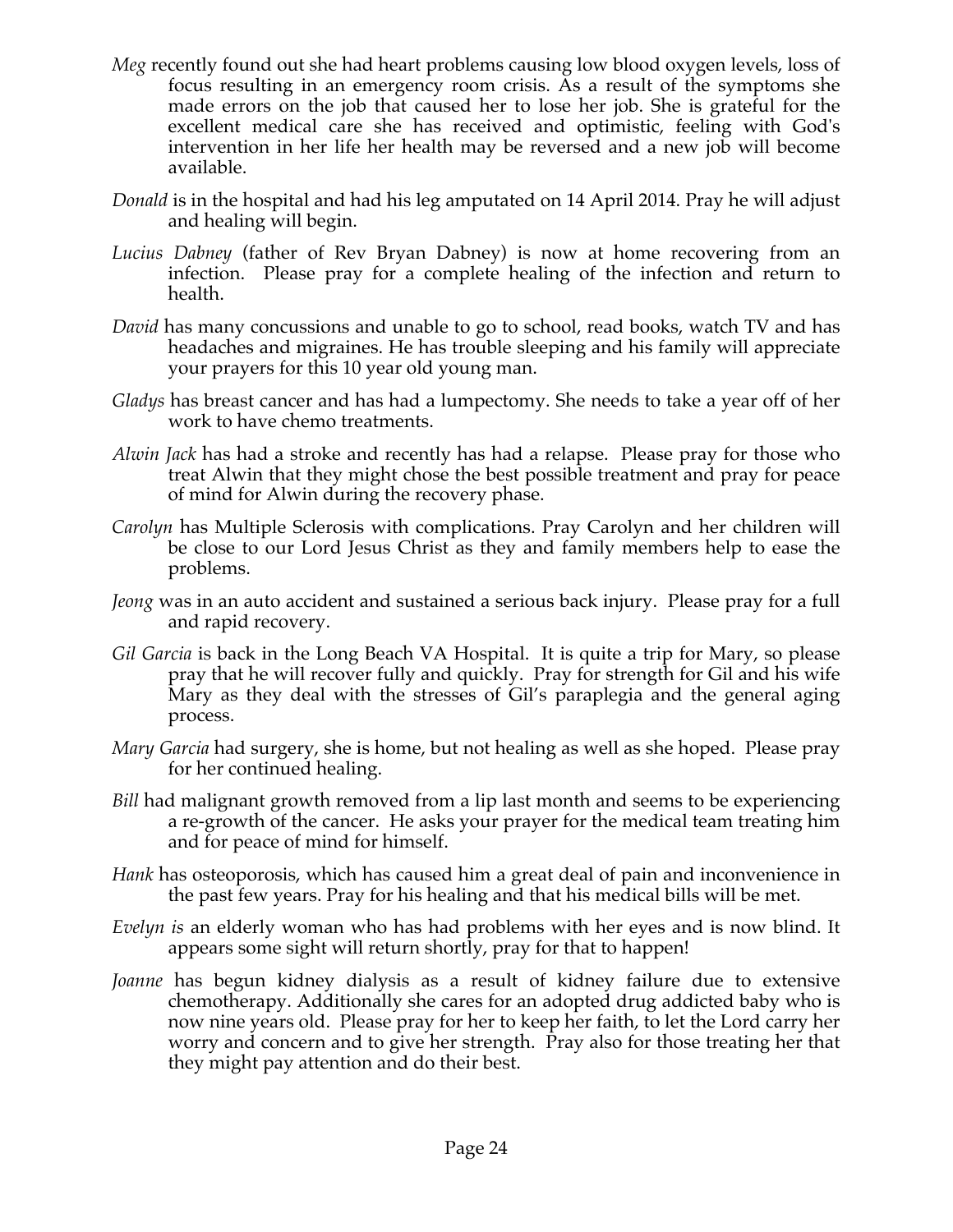*Meg* recently found out she had heart problems causing low blood oxygen levels, loss of focus resulting in an emergency room crisis. As a result of the symptoms she made errors on the job that caused her to lose her job. She is grateful for the excellent medical care she has received and optimistic, feeling with God's intervention in her life her health may be reversed and a new job will become available.

*Donald* is in the hospital and had his leg amputated on 14 April 2014. Pray he will adjust and healing will begin.

*Lucius Dabney* (father of Rev Bryan Dabney) is now at home recovering from an infection. Please pray for a complete healing of the infection and return to health.

*David* has many concussions and unable to go to school, read books, watch TV and has headaches and migraines. He has trouble sleeping and his family will appreciate your prayers for this 10 year old young man.

*Gladys* has breast cancer and has had a lumpectomy. She needs to take a year off of her work to have chemo treatments.

*Alwin Jack* has had a stroke and recently has had a relapse. Please pray for those who treat Alwin that they might chose the best possible treatment and pray for peace of mind for Alwin during the recovery phase.

*Carolyn* has Multiple Sclerosis with complications. Pray Carolyn and her children will be close to our Lord Jesus Christ as they and family members help to ease the problems.

*Jeong* was in an auto accident and sustained a serious back injury. Please pray for a full and rapid recovery.

*Gil Garcia* is back in the Long Beach VA Hospital. It is quite a trip for Mary, so please pray that he will recover fully and quickly. Pray for strength for Gil and his wife Mary as they deal with the stresses of Gil's paraplegia and the general aging process.

*Mary Garcia* had surgery, she is home, but not healing as well as she hoped. Please pray for her continued healing.

*Bill* had malignant growth removed from a lip last month and seems to be experiencing a re-growth of the cancer. He asks your prayer for the medical team treating him and for peace of mind for himself.

*Hank* has osteoporosis, which has caused him a great deal of pain and inconvenience in the past few years. Pray for his healing and that his medical bills will be met.

*Evelyn is* an elderly woman who has had problems with her eyes and is now blind. It appears some sight will return shortly, pray for that to happen!

*Joanne* has begun kidney dialysis as a result of kidney failure due to extensive chemotherapy. Additionally she cares for an adopted drug addicted baby who is now nine years old. Please pray for her to keep her faith, to let the Lord carry her worry and concern and to give her strength. Pray also for those treating her that they might pay attention and do their best.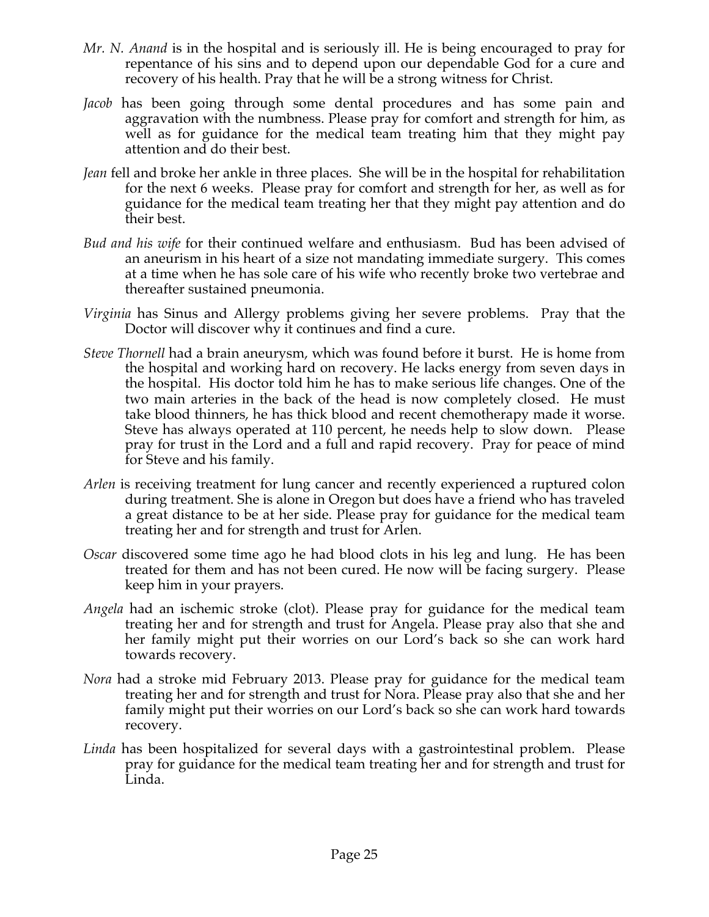*Mr. N. Anand* is in the hospital and is seriously ill. He is being encouraged to pray for repentance of his sins and to depend upon our dependable God for a cure and recovery of his health. Pray that he will be a strong witness for Christ.

*Jacob* has been going through some dental procedures and has some pain and aggravation with the numbness. Please pray for comfort and strength for him, as well as for guidance for the medical team treating him that they might pay attention and do their best.

*Jean* fell and broke her ankle in three places. She will be in the hospital for rehabilitation for the next 6 weeks. Please pray for comfort and strength for her, as well as for guidance for the medical team treating her that they might pay attention and do their best.

*Bud and his wife* for their continued welfare and enthusiasm. Bud has been advised of an aneurism in his heart of a size not mandating immediate surgery. This comes at a time when he has sole care of his wife who recently broke two vertebrae and thereafter sustained pneumonia.

*Virginia* has Sinus and Allergy problems giving her severe problems. Pray that the Doctor will discover why it continues and find a cure.

*Steve Thornell* had a brain aneurysm, which was found before it burst. He is home from the hospital and working hard on recovery. He lacks energy from seven days in the hospital. His doctor told him he has to make serious life changes. One of the two main arteries in the back of the head is now completely closed. He must take blood thinners, he has thick blood and recent chemotherapy made it worse. Steve has always operated at 110 percent, he needs help to slow down. Please pray for trust in the Lord and a full and rapid recovery. Pray for peace of mind for Steve and his family.

*Arlen* is receiving treatment for lung cancer and recently experienced a ruptured colon during treatment. She is alone in Oregon but does have a friend who has traveled a great distance to be at her side. Please pray for guidance for the medical team treating her and for strength and trust for Arlen.

*Oscar* discovered some time ago he had blood clots in his leg and lung. He has been treated for them and has not been cured. He now will be facing surgery. Please keep him in your prayers.

*Angela* had an ischemic stroke (clot). Please pray for guidance for the medical team treating her and for strength and trust for Angela. Please pray also that she and her family might put their worries on our Lord's back so she can work hard towards recovery.

*Nora* had a stroke mid February 2013. Please pray for guidance for the medical team treating her and for strength and trust for Nora. Please pray also that she and her family might put their worries on our Lord's back so she can work hard towards recovery.

*Linda* has been hospitalized for several days with a gastrointestinal problem. Please pray for guidance for the medical team treating her and for strength and trust for Linda.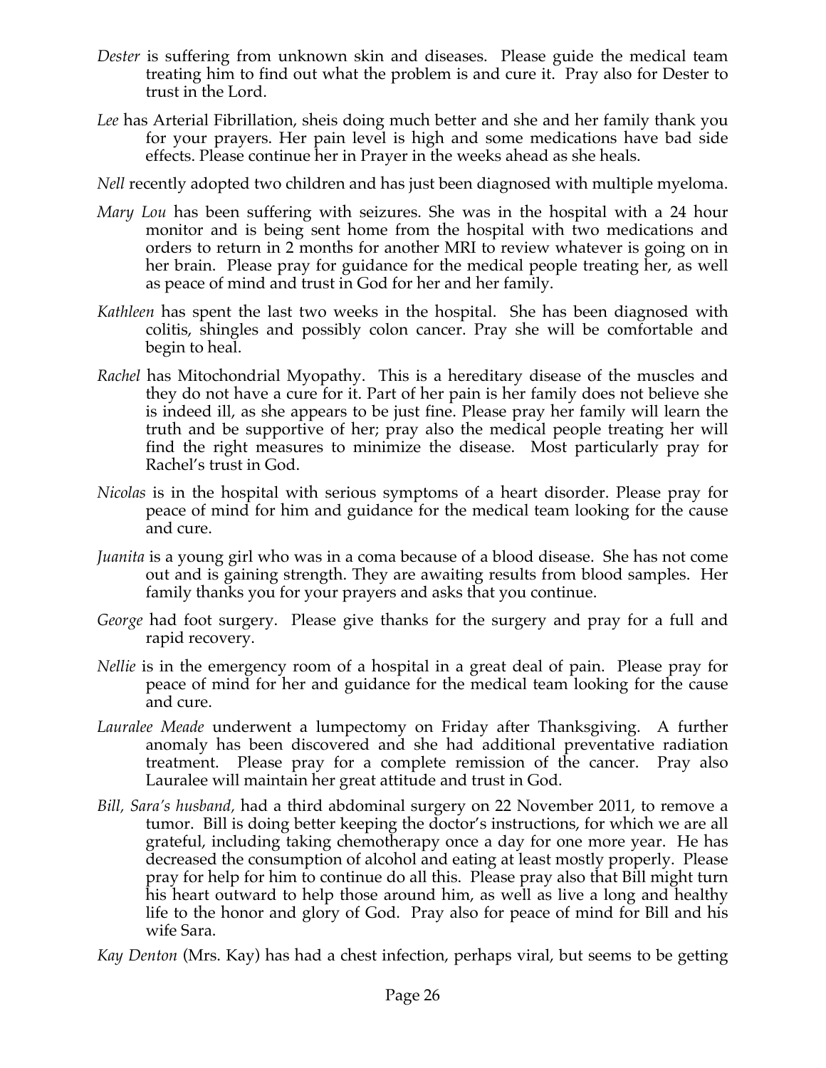*Dester* is suffering from unknown skin and diseases. Please guide the medical team treating him to find out what the problem is and cure it. Pray also for Dester to trust in the Lord.

*Lee* has Arterial Fibrillation, sheis doing much better and she and her family thank you for your prayers. Her pain level is high and some medications have bad side effects. Please continue her in Prayer in the weeks ahead as she heals.

*Nell* recently adopted two children and has just been diagnosed with multiple myeloma.

*Mary Lou* has been suffering with seizures. She was in the hospital with a 24 hour monitor and is being sent home from the hospital with two medications and orders to return in 2 months for another MRI to review whatever is going on in her brain. Please pray for guidance for the medical people treating her, as well as peace of mind and trust in God for her and her family.

*Kathleen* has spent the last two weeks in the hospital. She has been diagnosed with colitis, shingles and possibly colon cancer. Pray she will be comfortable and begin to heal.

*Rachel* has Mitochondrial Myopathy. This is a hereditary disease of the muscles and they do not have a cure for it. Part of her pain is her family does not believe she is indeed ill, as she appears to be just fine. Please pray her family will learn the truth and be supportive of her; pray also the medical people treating her will find the right measures to minimize the disease. Most particularly pray for Rachel's trust in God.

*Nicolas* is in the hospital with serious symptoms of a heart disorder. Please pray for peace of mind for him and guidance for the medical team looking for the cause and cure.

*Juanita* is a young girl who was in a coma because of a blood disease. She has not come out and is gaining strength. They are awaiting results from blood samples. Her family thanks you for your prayers and asks that you continue.

*George* had foot surgery. Please give thanks for the surgery and pray for a full and rapid recovery.

*Nellie* is in the emergency room of a hospital in a great deal of pain. Please pray for peace of mind for her and guidance for the medical team looking for the cause and cure.

*Lauralee Meade* underwent a lumpectomy on Friday after Thanksgiving. A further anomaly has been discovered and she had additional preventative radiation treatment. Please pray for a complete remission of the cancer. Pray also Lauralee will maintain her great attitude and trust in God.

*Bill, Sara's husband,* had a third abdominal surgery on 22 November 2011, to remove a tumor. Bill is doing better keeping the doctor's instructions, for which we are all grateful, including taking chemotherapy once a day for one more year. He has decreased the consumption of alcohol and eating at least mostly properly. Please pray for help for him to continue do all this. Please pray also that Bill might turn his heart outward to help those around him, as well as live a long and healthy life to the honor and glory of God. Pray also for peace of mind for Bill and his wife Sara.

*Kay Denton* (Mrs. Kay) has had a chest infection, perhaps viral, but seems to be getting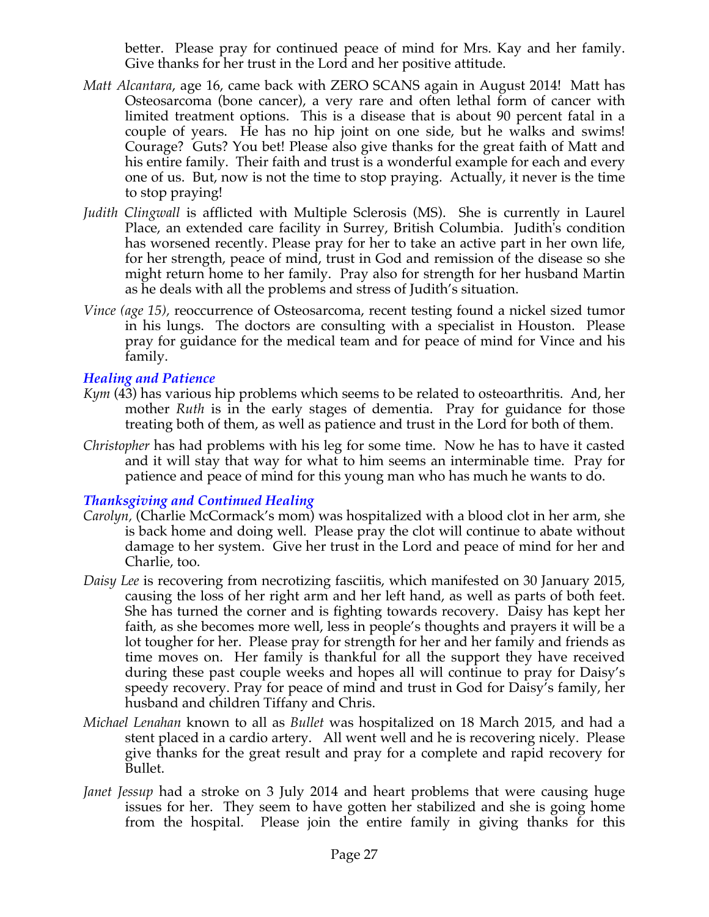better. Please pray for continued peace of mind for Mrs. Kay and her family. Give thanks for her trust in the Lord and her positive attitude.

*Matt Alcantara*, age 16, came back with ZERO SCANS again in August 2014! Matt has Osteosarcoma (bone cancer), a very rare and often lethal form of cancer with limited treatment options. This is a disease that is about 90 percent fatal in a couple of years. He has no hip joint on one side, but he walks and swims! Courage? Guts? You bet! Please also give thanks for the great faith of Matt and his entire family. Their faith and trust is a wonderful example for each and every one of us. But, now is not the time to stop praying. Actually, it never is the time to stop praying!

*Judith Clingwall* is afflicted with Multiple Sclerosis (MS). She is currently in Laurel Place, an extended care facility in Surrey, British Columbia. Judith's condition has worsened recently. Please pray for her to take an active part in her own life, for her strength, peace of mind, trust in God and remission of the disease so she might return home to her family. Pray also for strength for her husband Martin as he deals with all the problems and stress of Judith's situation.

*Vince (age 15),* reoccurrence of Osteosarcoma, recent testing found a nickel sized tumor in his lungs. The doctors are consulting with a specialist in Houston. Please pray for guidance for the medical team and for peace of mind for Vince and his family.

### *Healing and Patience*

*Kym* (43) has various hip problems which seems to be related to osteoarthritis. And, her mother *Ruth* is in the early stages of dementia. Pray for guidance for those treating both of them, as well as patience and trust in the Lord for both of them.

*Christopher* has had problems with his leg for some time. Now he has to have it casted and it will stay that way for what to him seems an interminable time. Pray for patience and peace of mind for this young man who has much he wants to do.

### *Thanksgiving and Continued Healing*

*Carolyn,* (Charlie McCormack's mom) was hospitalized with a blood clot in her arm, she is back home and doing well. Please pray the clot will continue to abate without damage to her system. Give her trust in the Lord and peace of mind for her and Charlie, too.

*Daisy Lee* is recovering from necrotizing fasciitis, which manifested on 30 January 2015, causing the loss of her right arm and her left hand, as well as parts of both feet. She has turned the corner and is fighting towards recovery. Daisy has kept her faith, as she becomes more well, less in people's thoughts and prayers it will be a lot tougher for her. Please pray for strength for her and her family and friends as time moves on. Her family is thankful for all the support they have received during these past couple weeks and hopes all will continue to pray for Daisy's speedy recovery. Pray for peace of mind and trust in God for Daisy's family, her husband and children Tiffany and Chris.

*Michael Lenahan* known to all as *Bullet* was hospitalized on 18 March 2015, and had a stent placed in a cardio artery. All went well and he is recovering nicely. Please give thanks for the great result and pray for a complete and rapid recovery for Bullet.

*Janet Jessup* had a stroke on 3 July 2014 and heart problems that were causing huge issues for her. They seem to have gotten her stabilized and she is going home from the hospital. Please join the entire family in giving thanks for this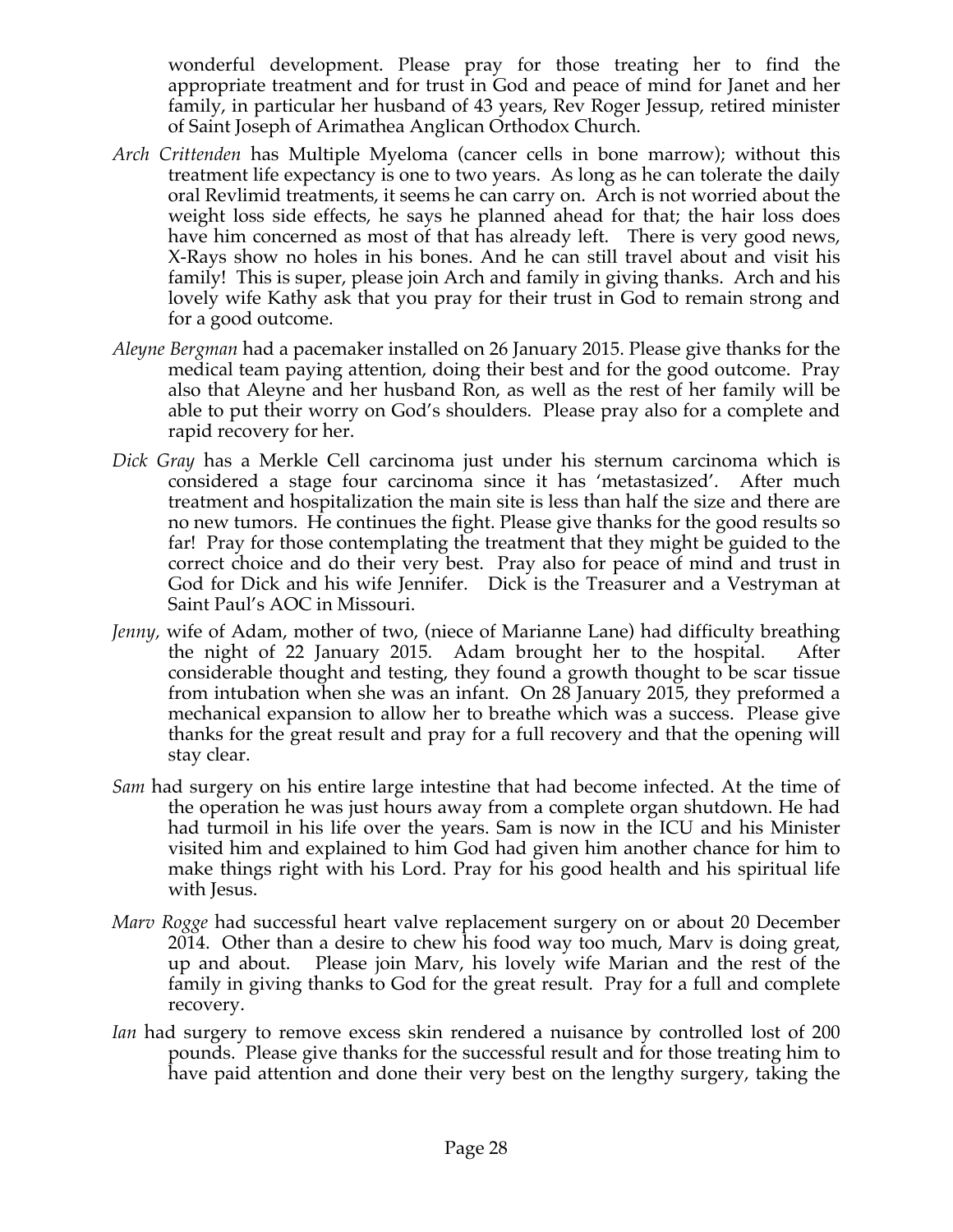wonderful development. Please pray for those treating her to find the appropriate treatment and for trust in God and peace of mind for Janet and her family, in particular her husband of 43 years, Rev Roger Jessup, retired minister of Saint Joseph of Arimathea Anglican Orthodox Church.

*Arch Crittenden* has Multiple Myeloma (cancer cells in bone marrow); without this treatment life expectancy is one to two years. As long as he can tolerate the daily oral Revlimid treatments, it seems he can carry on. Arch is not worried about the weight loss side effects, he says he planned ahead for that; the hair loss does have him concerned as most of that has already left. There is very good news, X-Rays show no holes in his bones. And he can still travel about and visit his family! This is super, please join Arch and family in giving thanks. Arch and his lovely wife Kathy ask that you pray for their trust in God to remain strong and for a good outcome.

*Aleyne Bergman* had a pacemaker installed on 26 January 2015. Please give thanks for the medical team paying attention, doing their best and for the good outcome. Pray also that Aleyne and her husband Ron, as well as the rest of her family will be able to put their worry on God's shoulders. Please pray also for a complete and rapid recovery for her.

*Dick Gray* has a Merkle Cell carcinoma just under his sternum carcinoma which is considered a stage four carcinoma since it has 'metastasized'. After much treatment and hospitalization the main site is less than half the size and there are no new tumors. He continues the fight. Please give thanks for the good results so far! Pray for those contemplating the treatment that they might be guided to the correct choice and do their very best. Pray also for peace of mind and trust in God for Dick and his wife Jennifer. Dick is the Treasurer and a Vestryman at Saint Paul's AOC in Missouri.

*Jenny,* wife of Adam, mother of two, (niece of Marianne Lane) had difficulty breathing the night of 22 January 2015. Adam brought her to the hospital. After considerable thought and testing, they found a growth thought to be scar tissue from intubation when she was an infant. On 28 January 2015, they preformed a mechanical expansion to allow her to breathe which was a success. Please give thanks for the great result and pray for a full recovery and that the opening will stay clear.

*Sam* had surgery on his entire large intestine that had become infected. At the time of the operation he was just hours away from a complete organ shutdown. He had had turmoil in his life over the years. Sam is now in the ICU and his Minister visited him and explained to him God had given him another chance for him to make things right with his Lord. Pray for his good health and his spiritual life with Jesus.

*Marv Rogge* had successful heart valve replacement surgery on or about 20 December 2014. Other than a desire to chew his food way too much, Marv is doing great, up and about. Please join Marv, his lovely wife Marian and the rest of the family in giving thanks to God for the great result. Pray for a full and complete recovery.

*Ian* had surgery to remove excess skin rendered a nuisance by controlled lost of 200 pounds. Please give thanks for the successful result and for those treating him to have paid attention and done their very best on the lengthy surgery, taking the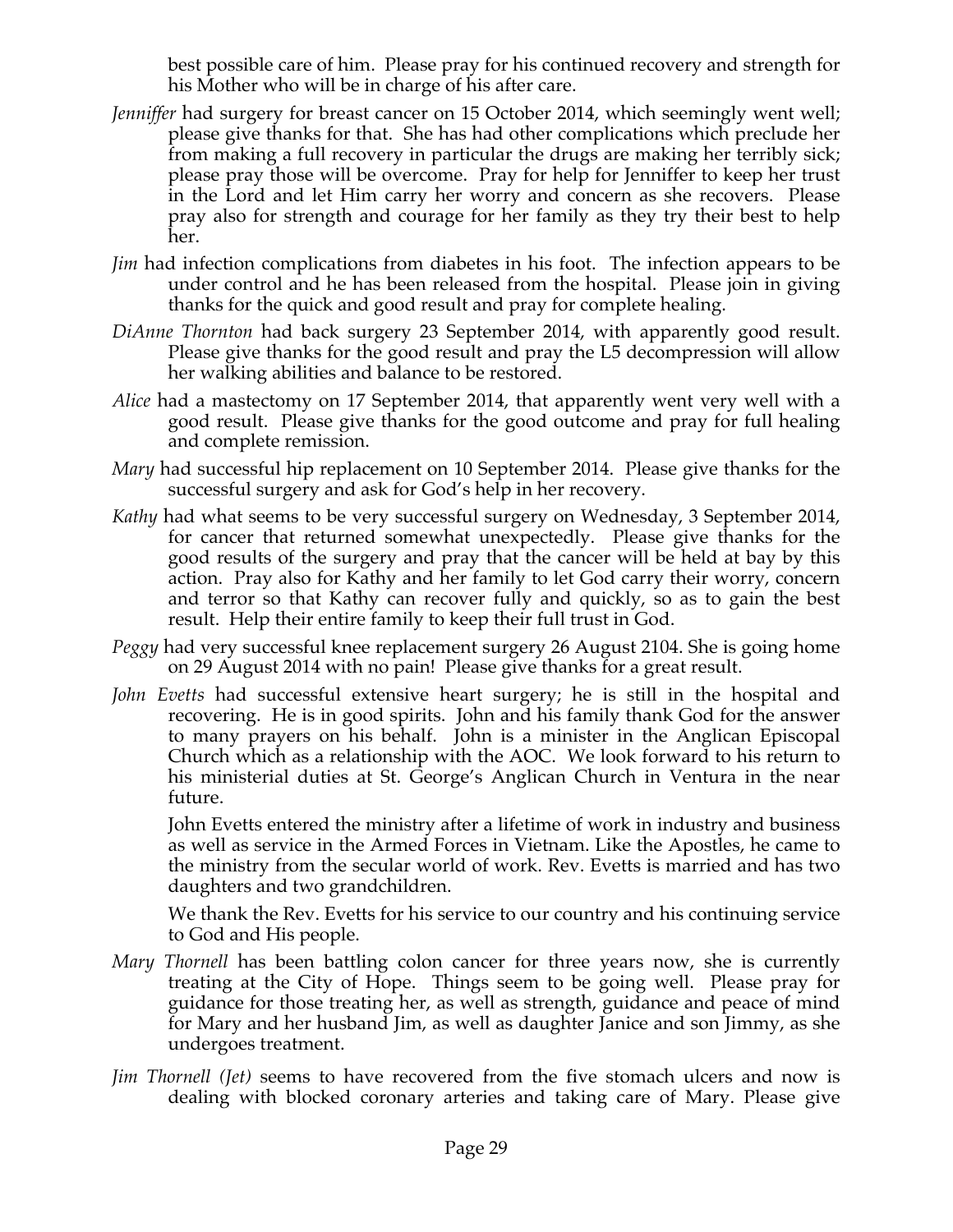best possible care of him. Please pray for his continued recovery and strength for his Mother who will be in charge of his after care.

*Jenniffer* had surgery for breast cancer on 15 October 2014, which seemingly went well; please give thanks for that. She has had other complications which preclude her from making a full recovery in particular the drugs are making her terribly sick; please pray those will be overcome. Pray for help for Jenniffer to keep her trust in the Lord and let Him carry her worry and concern as she recovers. Please pray also for strength and courage for her family as they try their best to help her.

*Jim* had infection complications from diabetes in his foot. The infection appears to be under control and he has been released from the hospital. Please join in giving thanks for the quick and good result and pray for complete healing.

*DiAnne Thornton* had back surgery 23 September 2014, with apparently good result. Please give thanks for the good result and pray the L5 decompression will allow her walking abilities and balance to be restored.

*Alice* had a mastectomy on 17 September 2014, that apparently went very well with a good result. Please give thanks for the good outcome and pray for full healing and complete remission.

*Mary* had successful hip replacement on 10 September 2014. Please give thanks for the successful surgery and ask for God's help in her recovery.

*Kathy* had what seems to be very successful surgery on Wednesday, 3 September 2014, for cancer that returned somewhat unexpectedly. Please give thanks for the good results of the surgery and pray that the cancer will be held at bay by this action. Pray also for Kathy and her family to let God carry their worry, concern and terror so that Kathy can recover fully and quickly, so as to gain the best result. Help their entire family to keep their full trust in God.

*Peggy* had very successful knee replacement surgery 26 August 2104. She is going home on 29 August 2014 with no pain! Please give thanks for a great result.

*John Evetts* had successful extensive heart surgery; he is still in the hospital and recovering. He is in good spirits. John and his family thank God for the answer to many prayers on his behalf. John is a minister in the Anglican Episcopal Church which as a relationship with the AOC. We look forward to his return to his ministerial duties at St. George's Anglican Church in Ventura in the near future.

John Evetts entered the ministry after a lifetime of work in industry and business as well as service in the Armed Forces in Vietnam. Like the Apostles, he came to the ministry from the secular world of work. Rev. Evetts is married and has two daughters and two grandchildren.

We thank the Rev. Evetts for his service to our country and his continuing service to God and His people.

*Mary Thornell* has been battling colon cancer for three years now, she is currently treating at the City of Hope. Things seem to be going well. Please pray for guidance for those treating her, as well as strength, guidance and peace of mind for Mary and her husband Jim, as well as daughter Janice and son Jimmy, as she undergoes treatment.

*Jim Thornell (Jet)* seems to have recovered from the five stomach ulcers and now is dealing with blocked coronary arteries and taking care of Mary. Please give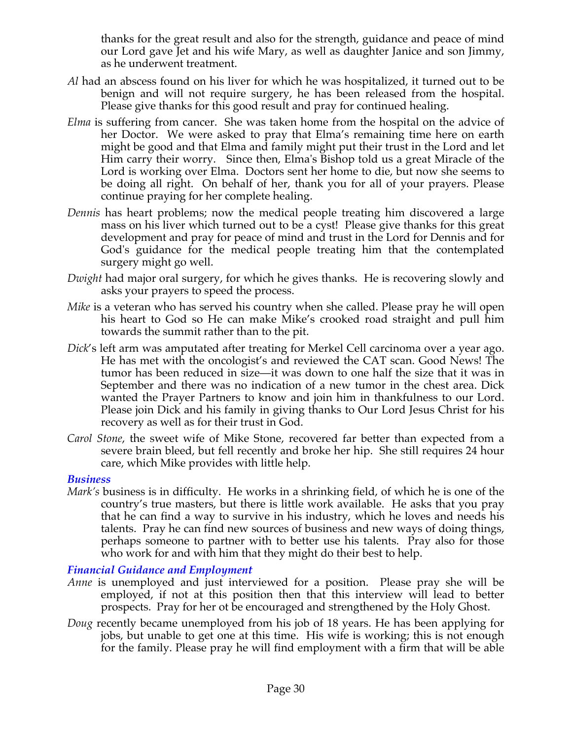thanks for the great result and also for the strength, guidance and peace of mind our Lord gave Jet and his wife Mary, as well as daughter Janice and son Jimmy, as he underwent treatment.

*Al* had an abscess found on his liver for which he was hospitalized, it turned out to be benign and will not require surgery, he has been released from the hospital. Please give thanks for this good result and pray for continued healing.

*Elma* is suffering from cancer. She was taken home from the hospital on the advice of her Doctor. We were asked to pray that Elma's remaining time here on earth might be good and that Elma and family might put their trust in the Lord and let Him carry their worry. Since then, Elma's Bishop told us a great Miracle of the Lord is working over Elma. Doctors sent her home to die, but now she seems to be doing all right. On behalf of her, thank you for all of your prayers. Please continue praying for her complete healing.

*Dennis* has heart problems; now the medical people treating him discovered a large mass on his liver which turned out to be a cyst! Please give thanks for this great development and pray for peace of mind and trust in the Lord for Dennis and for God's guidance for the medical people treating him that the contemplated surgery might go well.

*Dwight* had major oral surgery, for which he gives thanks. He is recovering slowly and asks your prayers to speed the process.

*Mike* is a veteran who has served his country when she called. Please pray he will open his heart to God so He can make Mike's crooked road straight and pull him towards the summit rather than to the pit.

*Dick*'s left arm was amputated after treating for Merkel Cell carcinoma over a year ago. He has met with the oncologist's and reviewed the CAT scan. Good News! The tumor has been reduced in size—it was down to one half the size that it was in September and there was no indication of a new tumor in the chest area. Dick wanted the Prayer Partners to know and join him in thankfulness to our Lord. Please join Dick and his family in giving thanks to Our Lord Jesus Christ for his recovery as well as for their trust in God.

*Carol Stone*, the sweet wife of Mike Stone, recovered far better than expected from a severe brain bleed, but fell recently and broke her hip. She still requires 24 hour care, which Mike provides with little help.

### *Business*

*Mark's* business is in difficulty. He works in a shrinking field, of which he is one of the country's true masters, but there is little work available. He asks that you pray that he can find a way to survive in his industry, which he loves and needs his talents. Pray he can find new sources of business and new ways of doing things, perhaps someone to partner with to better use his talents. Pray also for those who work for and with him that they might do their best to help.

### *Financial Guidance and Employment*

*Anne* is unemployed and just interviewed for a position. Please pray she will be employed, if not at this position then that this interview will lead to better prospects. Pray for her ot be encouraged and strengthened by the Holy Ghost.

*Doug* recently became unemployed from his job of 18 years. He has been applying for jobs, but unable to get one at this time. His wife is working; this is not enough for the family. Please pray he will find employment with a firm that will be able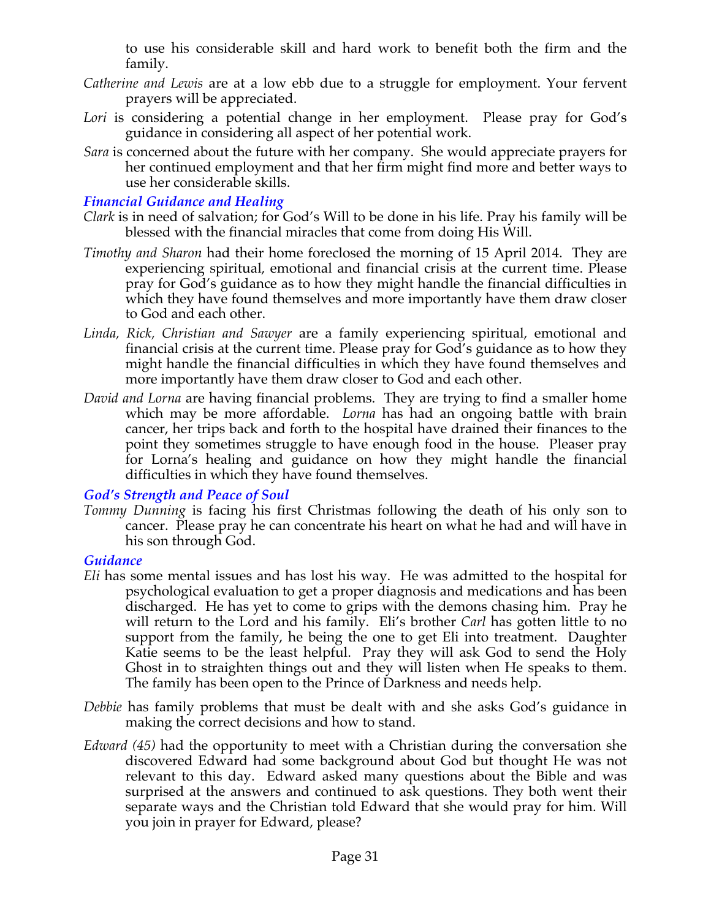to use his considerable skill and hard work to benefit both the firm and the family.

*Catherine and Lewis* are at a low ebb due to a struggle for employment. Your fervent prayers will be appreciated.

*Lori* is considering a potential change in her employment. Please pray for God's guidance in considering all aspect of her potential work.

*Sara* is concerned about the future with her company. She would appreciate prayers for her continued employment and that her firm might find more and better ways to use her considerable skills.

### *Financial Guidance and Healing*

*Clark* is in need of salvation; for God's Will to be done in his life. Pray his family will be blessed with the financial miracles that come from doing His Will.

*Timothy and Sharon* had their home foreclosed the morning of 15 April 2014. They are experiencing spiritual, emotional and financial crisis at the current time. Please pray for God's guidance as to how they might handle the financial difficulties in which they have found themselves and more importantly have them draw closer to God and each other.

*Linda, Rick, Christian and Sawyer* are a family experiencing spiritual, emotional and financial crisis at the current time. Please pray for God's guidance as to how they might handle the financial difficulties in which they have found themselves and more importantly have them draw closer to God and each other.

*David and Lorna* are having financial problems. They are trying to find a smaller home which may be more affordable. *Lorna* has had an ongoing battle with brain cancer, her trips back and forth to the hospital have drained their finances to the point they sometimes struggle to have enough food in the house. Pleaser pray for Lorna's healing and guidance on how they might handle the financial difficulties in which they have found themselves.

### *God's Strength and Peace of Soul*

*Tommy Dunning* is facing his first Christmas following the death of his only son to cancer. Please pray he can concentrate his heart on what he had and will have in his son through God.

### *Guidance*

*Eli* has some mental issues and has lost his way. He was admitted to the hospital for psychological evaluation to get a proper diagnosis and medications and has been discharged. He has yet to come to grips with the demons chasing him. Pray he will return to the Lord and his family. Eli's brother *Carl* has gotten little to no support from the family, he being the one to get Eli into treatment. Daughter Katie seems to be the least helpful. Pray they will ask God to send the Holy Ghost in to straighten things out and they will listen when He speaks to them. The family has been open to the Prince of Darkness and needs help.

*Debbie* has family problems that must be dealt with and she asks God's guidance in making the correct decisions and how to stand.

*Edward (45)* had the opportunity to meet with a Christian during the conversation she discovered Edward had some background about God but thought He was not relevant to this day. Edward asked many questions about the Bible and was surprised at the answers and continued to ask questions. They both went their separate ways and the Christian told Edward that she would pray for him. Will you join in prayer for Edward, please?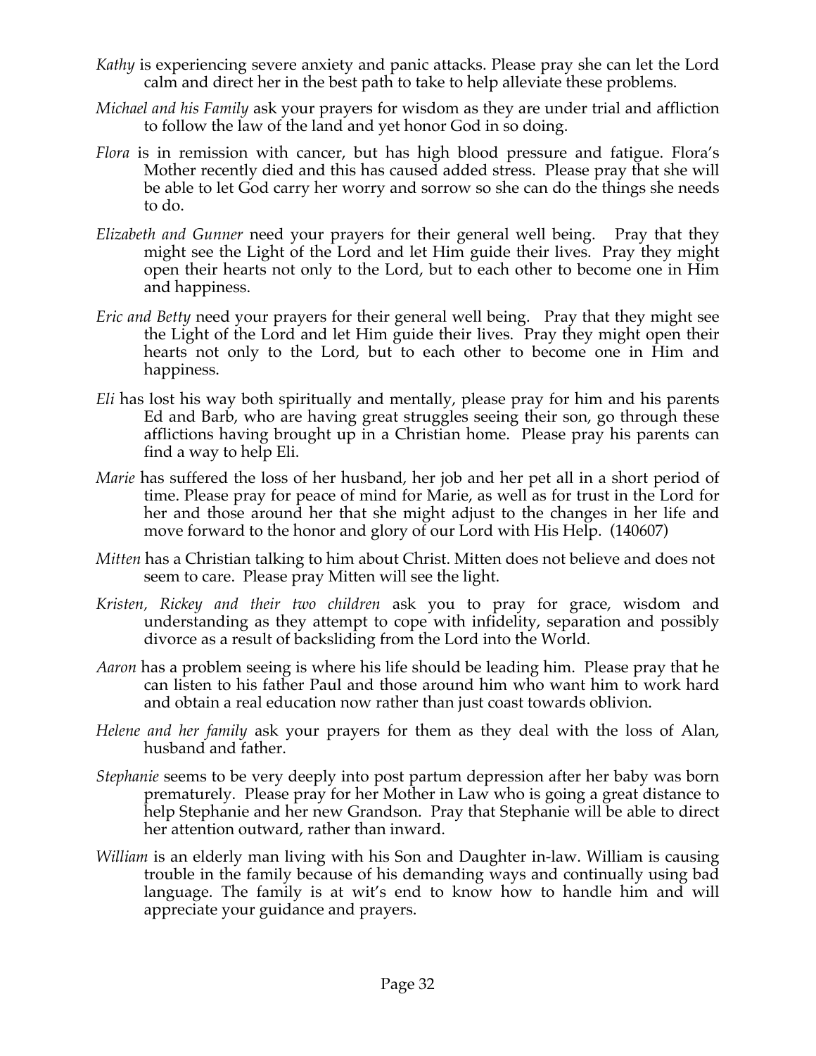*Kathy* is experiencing severe anxiety and panic attacks. Please pray she can let the Lord calm and direct her in the best path to take to help alleviate these problems.

*Michael and his Family* ask your prayers for wisdom as they are under trial and affliction to follow the law of the land and yet honor God in so doing.

*Flora* is in remission with cancer, but has high blood pressure and fatigue. Flora's Mother recently died and this has caused added stress. Please pray that she will be able to let God carry her worry and sorrow so she can do the things she needs to do.

*Elizabeth and Gunner* need your prayers for their general well being. Pray that they might see the Light of the Lord and let Him guide their lives. Pray they might open their hearts not only to the Lord, but to each other to become one in Him and happiness.

*Eric and Betty* need your prayers for their general well being. Pray that they might see the Light of the Lord and let Him guide their lives. Pray they might open their hearts not only to the Lord, but to each other to become one in Him and happiness.

*Eli* has lost his way both spiritually and mentally, please pray for him and his parents Ed and Barb, who are having great struggles seeing their son, go through these afflictions having brought up in a Christian home. Please pray his parents can find a way to help Eli.

*Marie* has suffered the loss of her husband, her job and her pet all in a short period of time. Please pray for peace of mind for Marie, as well as for trust in the Lord for her and those around her that she might adjust to the changes in her life and move forward to the honor and glory of our Lord with His Help. (140607)

*Mitten* has a Christian talking to him about Christ. Mitten does not believe and does not seem to care. Please pray Mitten will see the light.

*Kristen, Rickey and their two children* ask you to pray for grace, wisdom and understanding as they attempt to cope with infidelity, separation and possibly divorce as a result of backsliding from the Lord into the World.

*Aaron* has a problem seeing is where his life should be leading him. Please pray that he can listen to his father Paul and those around him who want him to work hard and obtain a real education now rather than just coast towards oblivion.

*Helene and her family* ask your prayers for them as they deal with the loss of Alan, husband and father.

*Stephanie* seems to be very deeply into post partum depression after her baby was born prematurely. Please pray for her Mother in Law who is going a great distance to help Stephanie and her new Grandson. Pray that Stephanie will be able to direct her attention outward, rather than inward.

*William* is an elderly man living with his Son and Daughter in-law. William is causing trouble in the family because of his demanding ways and continually using bad language. The family is at wit's end to know how to handle him and will appreciate your guidance and prayers.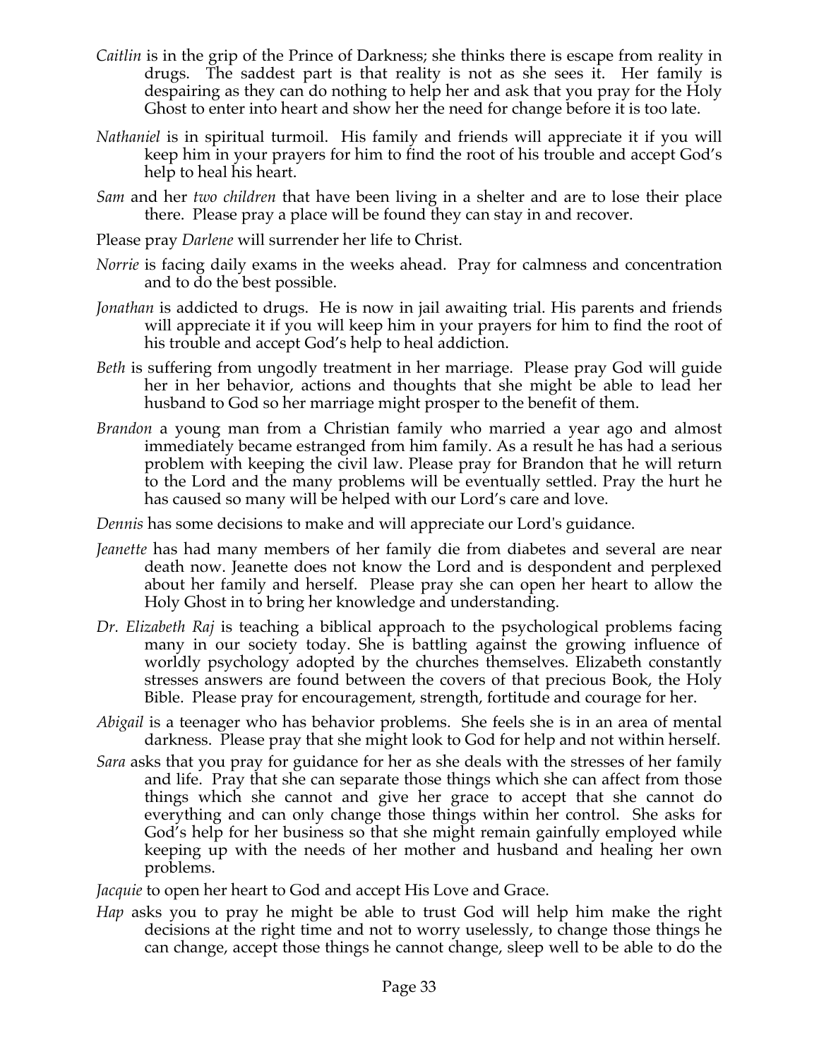*Caitlin* is in the grip of the Prince of Darkness; she thinks there is escape from reality in drugs. The saddest part is that reality is not as she sees it. Her family is despairing as they can do nothing to help her and ask that you pray for the Holy Ghost to enter into heart and show her the need for change before it is too late.

*Nathaniel* is in spiritual turmoil. His family and friends will appreciate it if you will keep him in your prayers for him to find the root of his trouble and accept God's help to heal his heart.

*Sam* and her *two children* that have been living in a shelter and are to lose their place there. Please pray a place will be found they can stay in and recover.

Please pray *Darlene* will surrender her life to Christ.

*Norrie* is facing daily exams in the weeks ahead. Pray for calmness and concentration and to do the best possible.

*Jonathan* is addicted to drugs. He is now in jail awaiting trial. His parents and friends will appreciate it if you will keep him in your prayers for him to find the root of his trouble and accept God's help to heal addiction.

*Beth* is suffering from ungodly treatment in her marriage. Please pray God will guide her in her behavior, actions and thoughts that she might be able to lead her husband to God so her marriage might prosper to the benefit of them.

*Brandon* a young man from a Christian family who married a year ago and almost immediately became estranged from him family. As a result he has had a serious problem with keeping the civil law. Please pray for Brandon that he will return to the Lord and the many problems will be eventually settled. Pray the hurt he has caused so many will be helped with our Lord's care and love.

*Dennis* has some decisions to make and will appreciate our Lord's guidance.

*Jeanette* has had many members of her family die from diabetes and several are near death now. Jeanette does not know the Lord and is despondent and perplexed about her family and herself. Please pray she can open her heart to allow the Holy Ghost in to bring her knowledge and understanding.

*Dr. Elizabeth Raj* is teaching a biblical approach to the psychological problems facing many in our society today. She is battling against the growing influence of worldly psychology adopted by the churches themselves. Elizabeth constantly stresses answers are found between the covers of that precious Book, the Holy Bible. Please pray for encouragement, strength, fortitude and courage for her.

*Abigail* is a teenager who has behavior problems. She feels she is in an area of mental darkness. Please pray that she might look to God for help and not within herself.

*Sara* asks that you pray for guidance for her as she deals with the stresses of her family and life. Pray that she can separate those things which she can affect from those things which she cannot and give her grace to accept that she cannot do everything and can only change those things within her control. She asks for God's help for her business so that she might remain gainfully employed while keeping up with the needs of her mother and husband and healing her own problems.

*Jacquie* to open her heart to God and accept His Love and Grace.

*Hap* asks you to pray he might be able to trust God will help him make the right decisions at the right time and not to worry uselessly, to change those things he can change, accept those things he cannot change, sleep well to be able to do the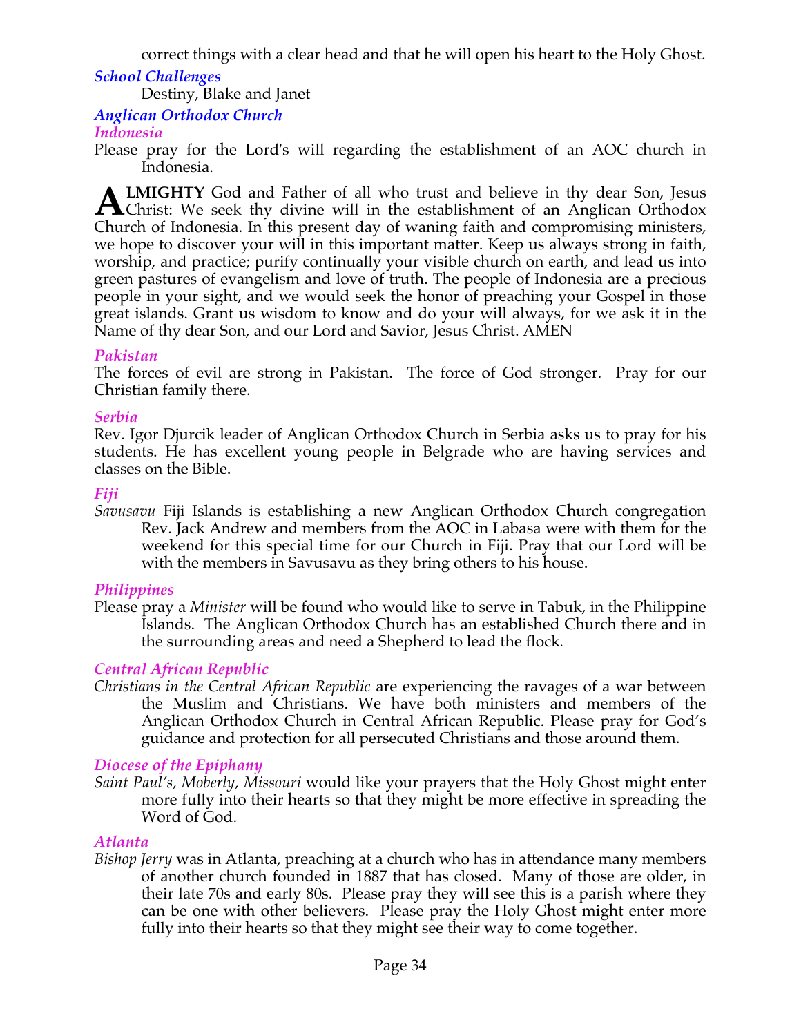correct things with a clear head and that he will open his heart to the Holy Ghost.

### *School Challenges*

Destiny, Blake and Janet

### *Anglican Orthodox Church*

#### *Indonesia*

Please pray for the Lord's will regarding the establishment of an AOC church in Indonesia.

**ALMIGHTY** God and Father of all who trust and believe in thy dear Son, Jesus Christ: We seek thy divine will in the establishment of an Anglican Orthodox Church of Indonesia. In this present day of waning faith and compromising ministers, we hope to discover your will in this important matter. Keep us always strong in faith, worship, and practice; purify continually your visible church on earth, and lead us into green pastures of evangelism and love of truth. The people of Indonesia are a precious people in your sight, and we would seek the honor of preaching your Gospel in those great islands. Grant us wisdom to know and do your will always, for we ask it in the Name of thy dear Son, and our Lord and Savior, Jesus Christ. AMEN

#### *Pakistan*

The forces of evil are strong in Pakistan. The force of God stronger. Pray for our Christian family there.

#### *Serbia*

Rev. Igor Djurcik leader of Anglican Orthodox Church in Serbia asks us to pray for his students. He has excellent young people in Belgrade who are having services and classes on the Bible.

#### *Fiji*

*Savusavu* Fiji Islands is establishing a new Anglican Orthodox Church congregation Rev. Jack Andrew and members from the AOC in Labasa were with them for the weekend for this special time for our Church in Fiji. Pray that our Lord will be with the members in Savusavu as they bring others to his house.

#### *Philippines*

Please pray a *Minister* will be found who would like to serve in Tabuk, in the Philippine Islands. The Anglican Orthodox Church has an established Church there and in the surrounding areas and need a Shepherd to lead the flock.

#### *Central African Republic*

*Christians in the Central African Republic* are experiencing the ravages of a war between the Muslim and Christians. We have both ministers and members of the Anglican Orthodox Church in Central African Republic. Please pray for God's guidance and protection for all persecuted Christians and those around them.

#### *Diocese of the Epiphany*

*Saint Paul's, Moberly, Missouri* would like your prayers that the Holy Ghost might enter more fully into their hearts so that they might be more effective in spreading the Word of God.

#### *Atlanta*

*Bishop Jerry* was in Atlanta, preaching at a church who has in attendance many members of another church founded in 1887 that has closed. Many of those are older, in their late 70s and early 80s. Please pray they will see this is a parish where they can be one with other believers. Please pray the Holy Ghost might enter more fully into their hearts so that they might see their way to come together.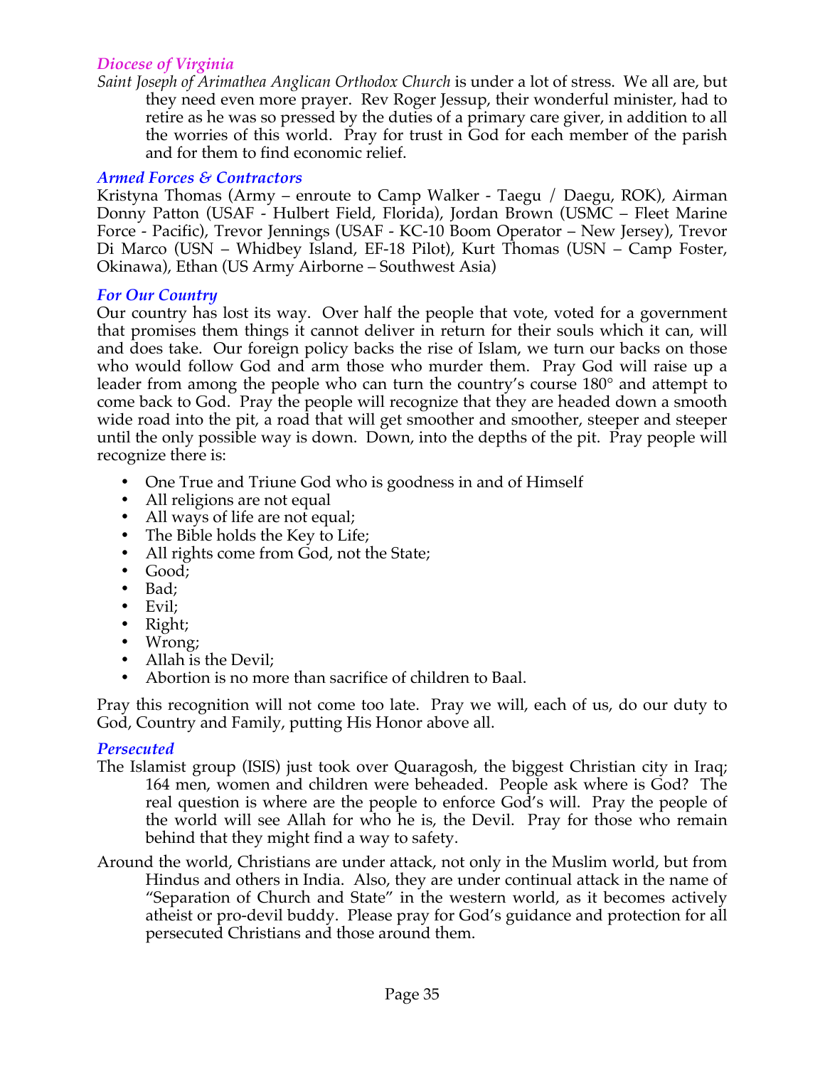### *Diocese of Virginia*

*Saint Joseph of Arimathea Anglican Orthodox Church* is under a lot of stress. We all are, but they need even more prayer. Rev Roger Jessup, their wonderful minister, had to retire as he was so pressed by the duties of a primary care giver, in addition to all the worries of this world. Pray for trust in God for each member of the parish and for them to find economic relief.

### *Armed Forces & Contractors*

Kristyna Thomas (Army – enroute to Camp Walker - Taegu / Daegu, ROK), Airman Donny Patton (USAF - Hulbert Field, Florida), Jordan Brown (USMC – Fleet Marine Force - Pacific), Trevor Jennings (USAF - KC-10 Boom Operator – New Jersey), Trevor Di Marco (USN – Whidbey Island, EF-18 Pilot), Kurt Thomas (USN – Camp Foster, Okinawa), Ethan (US Army Airborne – Southwest Asia)

### *For Our Country*

Our country has lost its way. Over half the people that vote, voted for a government that promises them things it cannot deliver in return for their souls which it can, will and does take. Our foreign policy backs the rise of Islam, we turn our backs on those who would follow God and arm those who murder them. Pray God will raise up a leader from among the people who can turn the country's course 180° and attempt to come back to God. Pray the people will recognize that they are headed down a smooth wide road into the pit, a road that will get smoother and smoother, steeper and steeper until the only possible way is down. Down, into the depths of the pit. Pray people will recognize there is:

- One True and Triune God who is goodness in and of Himself
- All religions are not equal
- All ways of life are not equal;
- The Bible holds the Key to Life;
- All rights come from God, not the State;
- Good;
- Bad;
- Evil;
- Right;
- Wrong;
- Allah is the Devil;
- Abortion is no more than sacrifice of children to Baal.

Pray this recognition will not come too late. Pray we will, each of us, do our duty to God, Country and Family, putting His Honor above all.

### *Persecuted*

The Islamist group (ISIS) just took over Quaragosh, the biggest Christian city in Iraq; 164 men, women and children were beheaded. People ask where is God? The real question is where are the people to enforce God's will. Pray the people of the world will see Allah for who he is, the Devil. Pray for those who remain behind that they might find a way to safety.

Around the world, Christians are under attack, not only in the Muslim world, but from Hindus and others in India. Also, they are under continual attack in the name of "Separation of Church and State" in the western world, as it becomes actively atheist or pro-devil buddy. Please pray for God's guidance and protection for all persecuted Christians and those around them.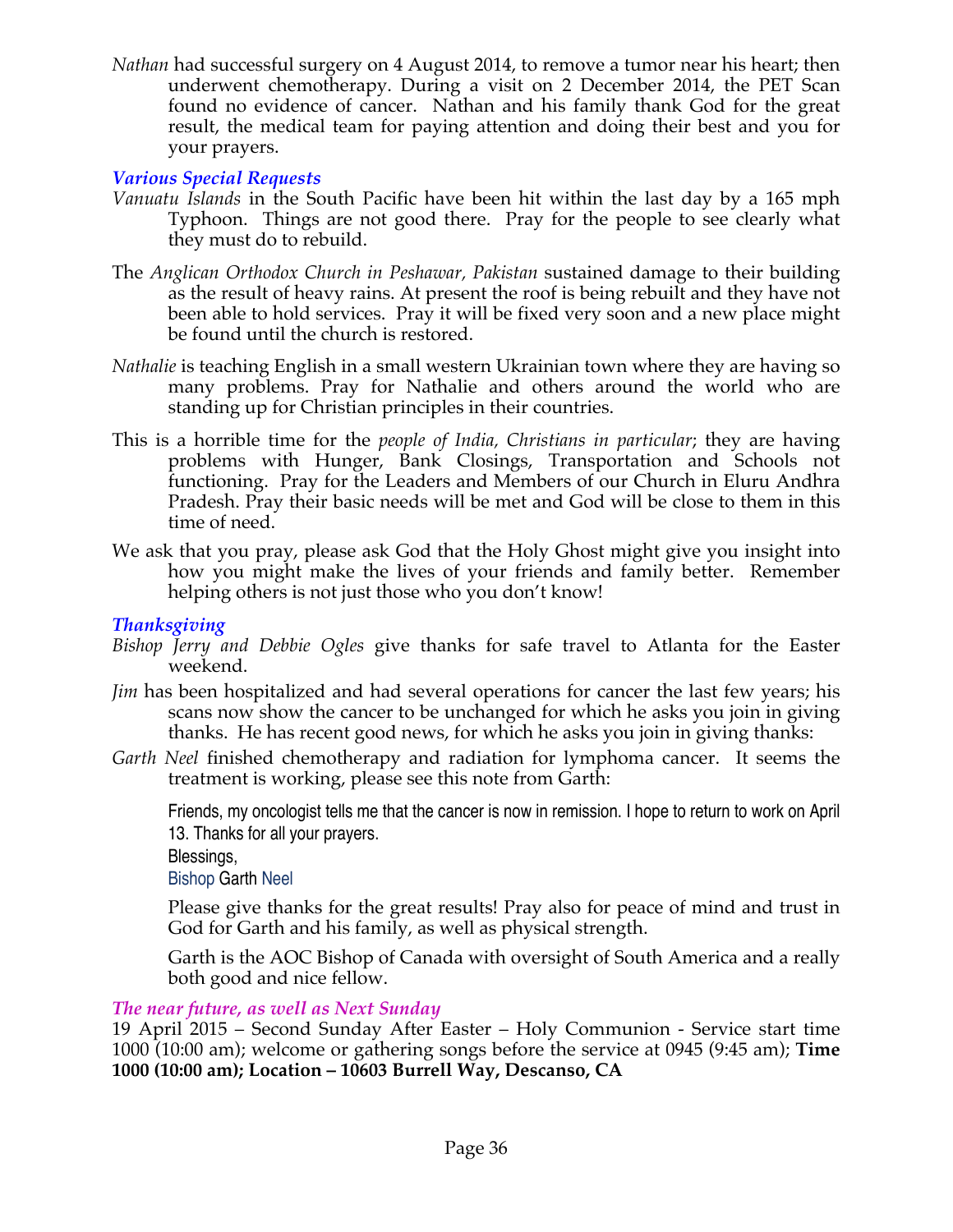*Nathan* had successful surgery on 4 August 2014, to remove a tumor near his heart; then underwent chemotherapy. During a visit on 2 December 2014, the PET Scan found no evidence of cancer. Nathan and his family thank God for the great result, the medical team for paying attention and doing their best and you for your prayers.

### *Various Special Requests*

*Vanuatu Islands* in the South Pacific have been hit within the last day by a 165 mph Typhoon. Things are not good there. Pray for the people to see clearly what they must do to rebuild.

The *Anglican Orthodox Church in Peshawar, Pakistan* sustained damage to their building as the result of heavy rains. At present the roof is being rebuilt and they have not been able to hold services. Pray it will be fixed very soon and a new place might be found until the church is restored.

*Nathalie* is teaching English in a small western Ukrainian town where they are having so many problems. Pray for Nathalie and others around the world who are standing up for Christian principles in their countries.

This is a horrible time for the *people of India, Christians in particular*; they are having problems with Hunger, Bank Closings, Transportation and Schools not functioning. Pray for the Leaders and Members of our Church in Eluru Andhra Pradesh. Pray their basic needs will be met and God will be close to them in this time of need.

We ask that you pray, please ask God that the Holy Ghost might give you insight into how you might make the lives of your friends and family better. Remember helping others is not just those who you don't know!

### *Thanksgiving*

*Bishop Jerry and Debbie Ogles* give thanks for safe travel to Atlanta for the Easter weekend.

*Jim* has been hospitalized and had several operations for cancer the last few years; his scans now show the cancer to be unchanged for which he asks you join in giving thanks. He has recent good news, for which he asks you join in giving thanks:

*Garth Neel* finished chemotherapy and radiation for lymphoma cancer. It seems the treatment is working, please see this note from Garth:

> Friends, my oncologist tells me that the cancer is now in remission. I hope to return to work on April 13. Thanks for all your prayers.
>
> Blessings,
>
> Bishop Garth Neel

Please give thanks for the great results! Pray also for peace of mind and trust in God for Garth and his family, as well as physical strength.

Garth is the AOC Bishop of Canada with oversight of South America and a really both good and nice fellow.

### *The near future, as well as Next Sunday*

19 April 2015 – Second Sunday After Easter – Holy Communion - Service start time 1000 (10:00 am); welcome or gathering songs before the service at 0945 (9:45 am); **Time 1000 (10:00 am); Location – 10603 Burrell Way, Descanso, CA**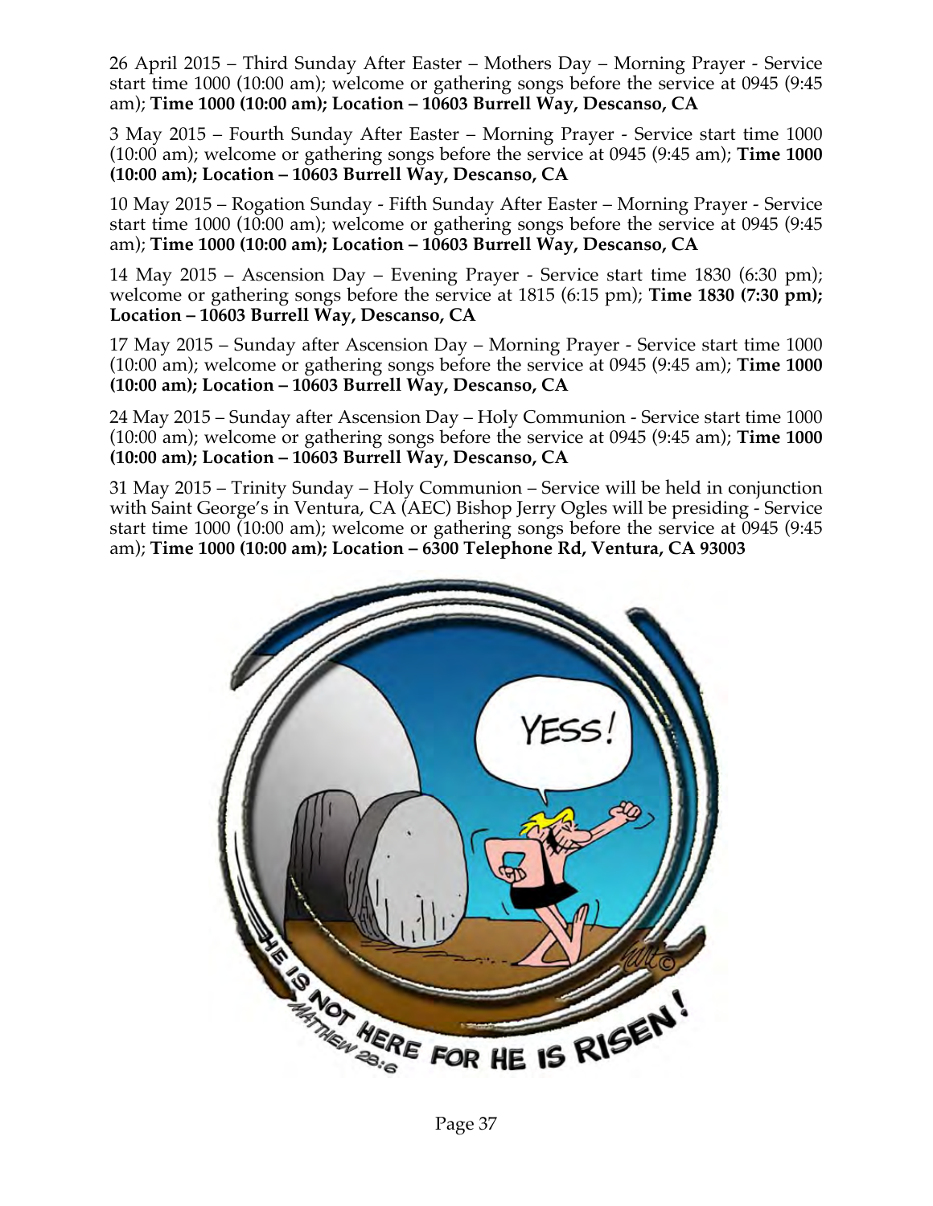26 April 2015 – Third Sunday After Easter – Mothers Day – Morning Prayer - Service start time 1000 (10:00 am); welcome or gathering songs before the service at 0945 (9:45 am); **Time 1000 (10:00 am); Location – 10603 Burrell Way, Descanso, CA**

3 May 2015 – Fourth Sunday After Easter – Morning Prayer - Service start time 1000 (10:00 am); welcome or gathering songs before the service at 0945 (9:45 am); **Time 1000 (10:00 am); Location – 10603 Burrell Way, Descanso, CA**

10 May 2015 – Rogation Sunday - Fifth Sunday After Easter – Morning Prayer - Service start time 1000 (10:00 am); welcome or gathering songs before the service at 0945 (9:45 am); **Time 1000 (10:00 am); Location – 10603 Burrell Way, Descanso, CA**

14 May 2015 – Ascension Day – Evening Prayer - Service start time 1830 (6:30 pm); welcome or gathering songs before the service at 1815 (6:15 pm); **Time 1830 (7:30 pm); Location – 10603 Burrell Way, Descanso, CA**

17 May 2015 – Sunday after Ascension Day – Morning Prayer - Service start time 1000 (10:00 am); welcome or gathering songs before the service at 0945 (9:45 am); **Time 1000 (10:00 am); Location – 10603 Burrell Way, Descanso, CA**

24 May 2015 – Sunday after Ascension Day – Holy Communion - Service start time 1000 (10:00 am); welcome or gathering songs before the service at 0945 (9:45 am); **Time 1000 (10:00 am); Location – 10603 Burrell Way, Descanso, CA**

31 May 2015 – Trinity Sunday – Holy Communion – Service will be held in conjunction with Saint George's in Ventura, CA (AEC) Bishop Jerry Ogles will be presiding - Service start time 1000 (10:00 am); welcome or gathering songs before the service at 0945 (9:45 am); **Time 1000 (10:00 am); Location – 6300 Telephone Rd, Ventura, CA 93003**